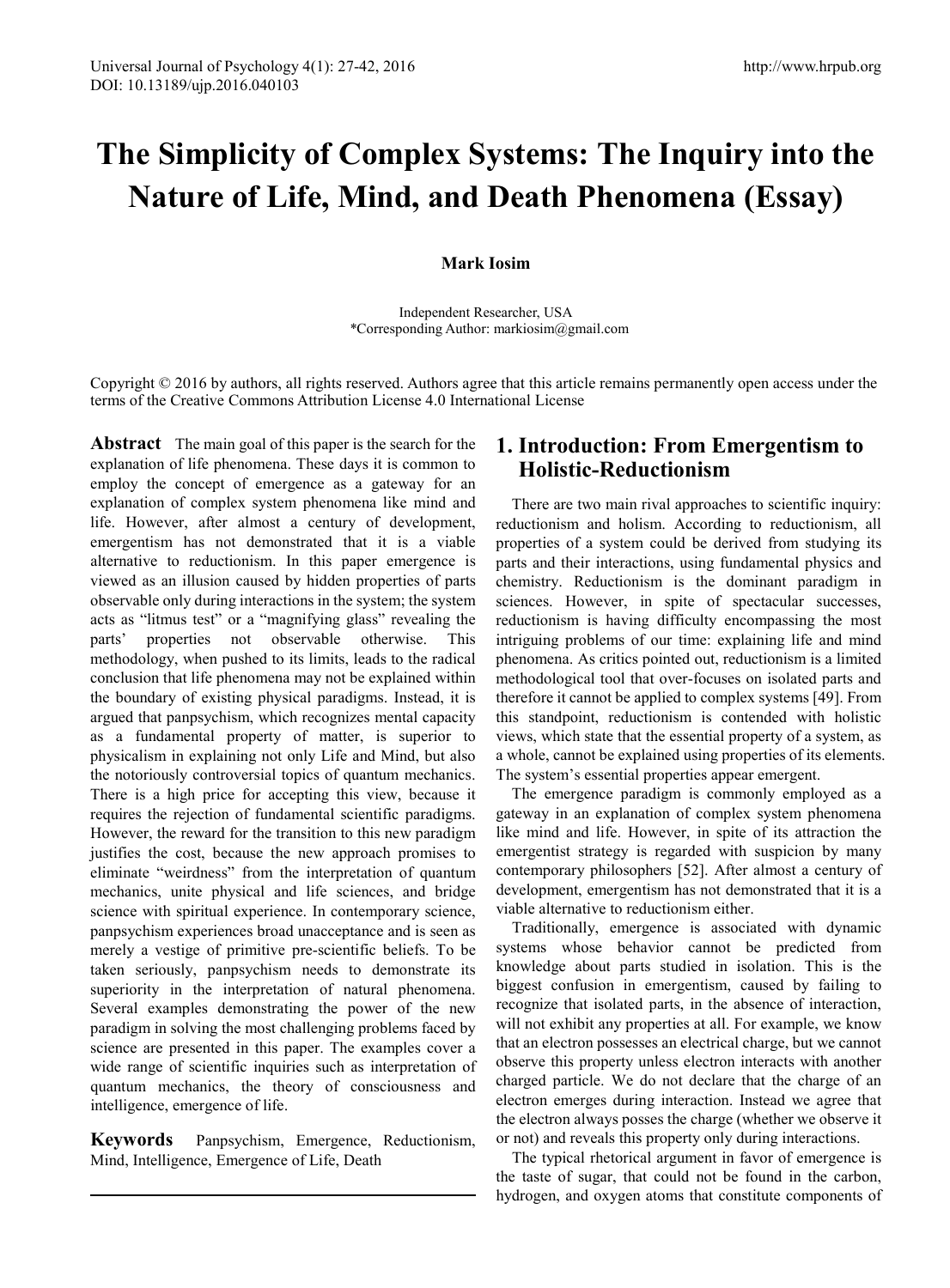# The Simplicity of Complex Systems: The Inquiry into the Nature of Life, Mind, and Death Phenomena (Essay)

**Mark Iosim**

Independent Researcher, USA
*Corresponding Author: markiosim@gmail.com

Copyright © 2016 by authors, all rights reserved. Authors agree that this article remains permanently open access under the terms of the Creative Commons Attribution License 4.0 International License

**Abstract** The main goal of this paper is the search for the explanation of life phenomena. These days it is common to employ the concept of emergence as a gateway for an explanation of complex system phenomena like mind and life. However, after almost a century of development, emergentism has not demonstrated that it is a viable alternative to reductionism. In this paper emergence is viewed as an illusion caused by hidden properties of parts observable only during interactions in the system; the system acts as "litmus test" or a "magnifying glass" revealing the parts' properties not observable otherwise. This methodology, when pushed to its limits, leads to the radical conclusion that life phenomena may not be explained within the boundary of existing physical paradigms. Instead, it is argued that panpsychism, which recognizes mental capacity as a fundamental property of matter, is superior to physicalism in explaining not only Life and Mind, but also the notoriously controversial topics of quantum mechanics. There is a high price for accepting this view, because it requires the rejection of fundamental scientific paradigms. However, the reward for the transition to this new paradigm justifies the cost, because the new approach promises to eliminate "weirdness" from the interpretation of quantum mechanics, unite physical and life sciences, and bridge science with spiritual experience. In contemporary science, panpsychism experiences broad unacceptance and is seen as merely a vestige of primitive pre-scientific beliefs. To be taken seriously, panpsychism needs to demonstrate its superiority in the interpretation of natural phenomena. Several examples demonstrating the power of the new paradigm in solving the most challenging problems faced by science are presented in this paper. The examples cover a wide range of scientific inquiries such as interpretation of quantum mechanics, the theory of consciousness and intelligence, emergence of life.

**Keywords** Panpsychism, Emergence, Reductionism, Mind, Intelligence, Emergence of Life, Death

## 1. Introduction: From Emergentism to Holistic-Reductionism

There are two main rival approaches to scientific inquiry: reductionism and holism. According to reductionism, all properties of a system could be derived from studying its parts and their interactions, using fundamental physics and chemistry. Reductionism is the dominant paradigm in sciences. However, in spite of spectacular successes, reductionism is having difficulty encompassing the most intriguing problems of our time: explaining life and mind phenomena. As critics pointed out, reductionism is a limited methodological tool that over-focuses on isolated parts and therefore it cannot be applied to complex systems [49]. From this standpoint, reductionism is contended with holistic views, which state that the essential property of a system, as a whole, cannot be explained using properties of its elements. The system's essential properties appear emergent.

The emergence paradigm is commonly employed as a gateway in an explanation of complex system phenomena like mind and life. However, in spite of its attraction the emergentist strategy is regarded with suspicion by many contemporary philosophers [52]. After almost a century of development, emergentism has not demonstrated that it is a viable alternative to reductionism either.

Traditionally, emergence is associated with dynamic systems whose behavior cannot be predicted from knowledge about parts studied in isolation. This is the biggest confusion in emergentism, caused by failing to recognize that isolated parts, in the absence of interaction, will not exhibit any properties at all. For example, we know that an electron possesses an electrical charge, but we cannot observe this property unless electron interacts with another charged particle. We do not declare that the charge of an electron emerges during interaction. Instead we agree that the electron always posses the charge (whether we observe it or not) and reveals this property only during interactions.

The typical rhetorical argument in favor of emergence is the taste of sugar, that could not be found in the carbon, hydrogen, and oxygen atoms that constitute components of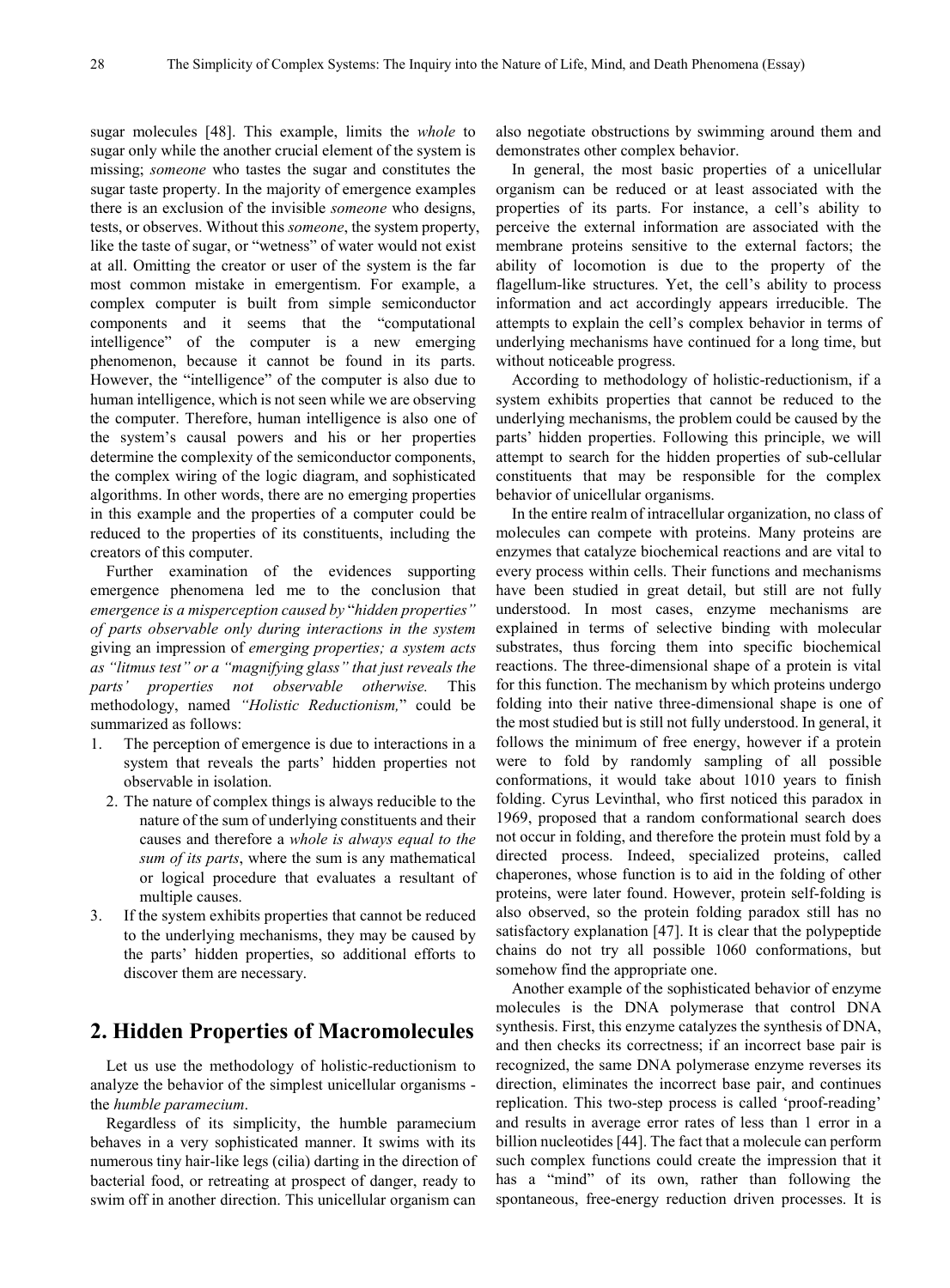sugar molecules [48]. This example, limits the *whole* to sugar only while the another crucial element of the system is missing; *someone* who tastes the sugar and constitutes the sugar taste property. In the majority of emergence examples there is an exclusion of the invisible *someone* who designs, tests, or observes. Without this *someone*, the system property, like the taste of sugar, or "wetness" of water would not exist at all. Omitting the creator or user of the system is the far most common mistake in emergentism. For example, a complex computer is built from simple semiconductor components and it seems that the "computational intelligence" of the computer is a new emerging phenomenon, because it cannot be found in its parts. However, the "intelligence" of the computer is also due to human intelligence, which is not seen while we are observing the computer. Therefore, human intelligence is also one of the system's causal powers and his or her properties determine the complexity of the semiconductor components, the complex wiring of the logic diagram, and sophisticated algorithms. In other words, there are no emerging properties in this example and the properties of a computer could be reduced to the properties of its constituents, including the creators of this computer.

Further examination of the evidences supporting emergence phenomena led me to the conclusion that *emergence is a misperception caused by* "*hidden properties" of parts observable only during interactions in the system* giving an impression of *emerging properties; a system acts as "litmus test" or a "magnifying glass" that just reveals the parts' properties not observable otherwise.* This methodology, named *"Holistic Reductionism,"* could be summarized as follows:

1. The perception of emergence is due to interactions in a system that reveals the parts' hidden properties not observable in isolation.
2. The nature of complex things is always reducible to the nature of the sum of underlying constituents and their causes and therefore a *whole is always equal to the sum of its parts*, where the sum is any mathematical or logical procedure that evaluates a resultant of multiple causes.
3. If the system exhibits properties that cannot be reduced to the underlying mechanisms, they may be caused by the parts' hidden properties, so additional efforts to discover them are necessary.

## 2. Hidden Properties of Macromolecules

Let us use the methodology of holistic-reductionism to analyze the behavior of the simplest unicellular organisms - the *humble paramecium*.

Regardless of its simplicity, the humble paramecium behaves in a very sophisticated manner. It swims with its numerous tiny hair-like legs (cilia) darting in the direction of bacterial food, or retreating at prospect of danger, ready to swim off in another direction. This unicellular organism can also negotiate obstructions by swimming around them and demonstrates other complex behavior.

In general, the most basic properties of a unicellular organism can be reduced or at least associated with the properties of its parts. For instance, a cell's ability to perceive the external information are associated with the membrane proteins sensitive to the external factors; the ability of locomotion is due to the property of the flagellum-like structures. Yet, the cell's ability to process information and act accordingly appears irreducible. The attempts to explain the cell's complex behavior in terms of underlying mechanisms have continued for a long time, but without noticeable progress.

According to methodology of holistic-reductionism, if a system exhibits properties that cannot be reduced to the underlying mechanisms, the problem could be caused by the parts' hidden properties. Following this principle, we will attempt to search for the hidden properties of sub-cellular constituents that may be responsible for the complex behavior of unicellular organisms.

In the entire realm of intracellular organization, no class of molecules can compete with proteins. Many proteins are enzymes that catalyze biochemical reactions and are vital to every process within cells. Their functions and mechanisms have been studied in great detail, but still are not fully understood. In most cases, enzyme mechanisms are explained in terms of selective binding with molecular substrates, thus forcing them into specific biochemical reactions. The three-dimensional shape of a protein is vital for this function. The mechanism by which proteins undergo folding into their native three-dimensional shape is one of the most studied but is still not fully understood. In general, it follows the minimum of free energy, however if a protein were to fold by randomly sampling of all possible conformations, it would take about 1010 years to finish folding. Cyrus Levinthal, who first noticed this paradox in 1969, proposed that a random conformational search does not occur in folding, and therefore the protein must fold by a directed process. Indeed, specialized proteins, called chaperones, whose function is to aid in the folding of other proteins, were later found. However, protein self-folding is also observed, so the protein folding paradox still has no satisfactory explanation [47]. It is clear that the polypeptide chains do not try all possible 1060 conformations, but somehow find the appropriate one.

Another example of the sophisticated behavior of enzyme molecules is the DNA polymerase that control DNA synthesis. First, this enzyme catalyzes the synthesis of DNA, and then checks its correctness; if an incorrect base pair is recognized, the same DNA polymerase enzyme reverses its direction, eliminates the incorrect base pair, and continues replication. This two-step process is called 'proof-reading' and results in average error rates of less than 1 error in a billion nucleotides [44]. The fact that a molecule can perform such complex functions could create the impression that it has a "mind" of its own, rather than following the spontaneous, free-energy reduction driven processes. It is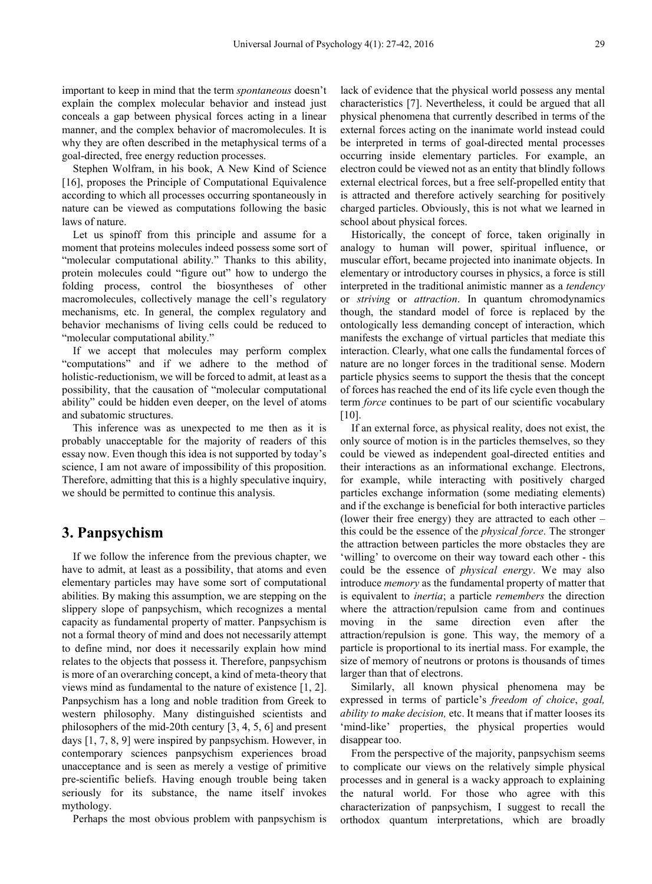important to keep in mind that the term *spontaneous* doesn't explain the complex molecular behavior and instead just conceals a gap between physical forces acting in a linear manner, and the complex behavior of macromolecules. It is why they are often described in the metaphysical terms of a goal-directed, free energy reduction processes.

Stephen Wolfram, in his book, A New Kind of Science [16], proposes the Principle of Computational Equivalence according to which all processes occurring spontaneously in nature can be viewed as computations following the basic laws of nature.

Let us spinoff from this principle and assume for a moment that proteins molecules indeed possess some sort of "molecular computational ability." Thanks to this ability, protein molecules could "figure out" how to undergo the folding process, control the biosyntheses of other macromolecules, collectively manage the cell's regulatory mechanisms, etc. In general, the complex regulatory and behavior mechanisms of living cells could be reduced to "molecular computational ability."

If we accept that molecules may perform complex "computations" and if we adhere to the method of holistic-reductionism, we will be forced to admit, at least as a possibility, that the causation of "molecular computational ability" could be hidden even deeper, on the level of atoms and subatomic structures.

This inference was as unexpected to me then as it is probably unacceptable for the majority of readers of this essay now. Even though this idea is not supported by today's science, I am not aware of impossibility of this proposition. Therefore, admitting that this is a highly speculative inquiry, we should be permitted to continue this analysis.

## 3. Panpsychism

If we follow the inference from the previous chapter, we have to admit, at least as a possibility, that atoms and even elementary particles may have some sort of computational abilities. By making this assumption, we are stepping on the slippery slope of panpsychism, which recognizes a mental capacity as fundamental property of matter. Panpsychism is not a formal theory of mind and does not necessarily attempt to define mind, nor does it necessarily explain how mind relates to the objects that possess it. Therefore, panpsychism is more of an overarching concept, a kind of meta-theory that views mind as fundamental to the nature of existence [1, 2]. Panpsychism has a long and noble tradition from Greek to western philosophy. Many distinguished scientists and philosophers of the mid-20th century [3, 4, 5, 6] and present days [1, 7, 8, 9] were inspired by panpsychism. However, in contemporary sciences panpsychism experiences broad unacceptance and is seen as merely a vestige of primitive pre-scientific beliefs. Having enough trouble being taken seriously for its substance, the name itself invokes mythology.

Perhaps the most obvious problem with panpsychism is lack of evidence that the physical world possess any mental characteristics [7]. Nevertheless, it could be argued that all physical phenomena that currently described in terms of the external forces acting on the inanimate world instead could be interpreted in terms of goal-directed mental processes occurring inside elementary particles. For example, an electron could be viewed not as an entity that blindly follows external electrical forces, but a free self-propelled entity that is attracted and therefore actively searching for positively charged particles. Obviously, this is not what we learned in school about physical forces.

Historically, the concept of force, taken originally in analogy to human will power, spiritual influence, or muscular effort, became projected into inanimate objects. In elementary or introductory courses in physics, a force is still interpreted in the traditional animistic manner as a *tendency* or *striving* or *attraction*. In quantum chromodynamics though, the standard model of force is replaced by the ontologically less demanding concept of interaction, which manifests the exchange of virtual particles that mediate this interaction. Clearly, what one calls the fundamental forces of nature are no longer forces in the traditional sense. Modern particle physics seems to support the thesis that the concept of forces has reached the end of its life cycle even though the term *force* continues to be part of our scientific vocabulary [10].

If an external force, as physical reality, does not exist, the only source of motion is in the particles themselves, so they could be viewed as independent goal-directed entities and their interactions as an informational exchange. Electrons, for example, while interacting with positively charged particles exchange information (some mediating elements) and if the exchange is beneficial for both interactive particles (lower their free energy) they are attracted to each other – this could be the essence of the *physical force*. The stronger the attraction between particles the more obstacles they are 'willing' to overcome on their way toward each other - this could be the essence of *physical energy*. We may also introduce *memory* as the fundamental property of matter that is equivalent to *inertia*; a particle *remembers* the direction where the attraction/repulsion came from and continues moving in the same direction even after the attraction/repulsion is gone. This way, the memory of a particle is proportional to its inertial mass. For example, the size of memory of neutrons or protons is thousands of times larger than that of electrons.

Similarly, all known physical phenomena may be expressed in terms of particle's *freedom of choice*, *goal, ability to make decision,* etc. It means that if matter looses its 'mind-like' properties, the physical properties would disappear too.

From the perspective of the majority, panpsychism seems to complicate our views on the relatively simple physical processes and in general is a wacky approach to explaining the natural world. For those who agree with this characterization of panpsychism, I suggest to recall the orthodox quantum interpretations, which are broadly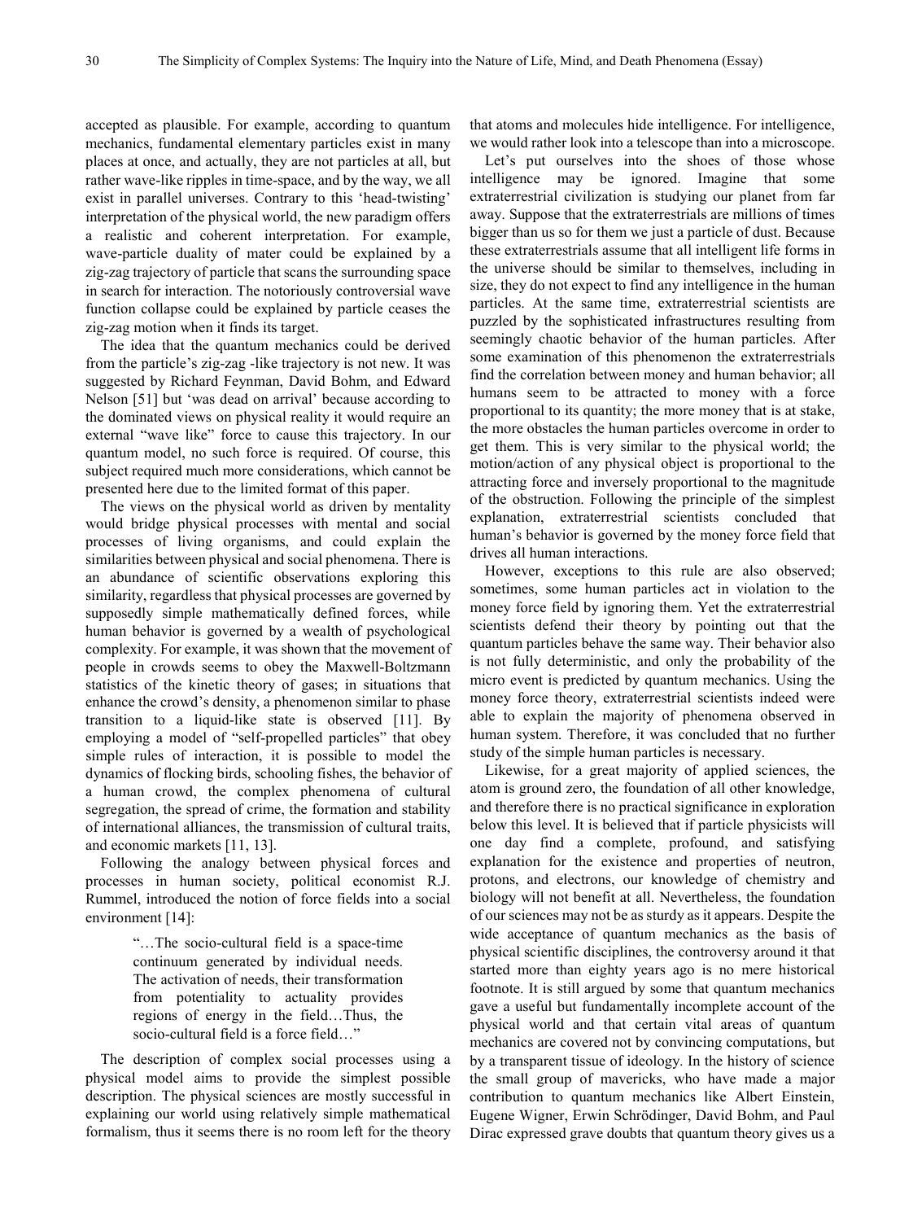accepted as plausible. For example, according to quantum mechanics, fundamental elementary particles exist in many places at once, and actually, they are not particles at all, but rather wave-like ripples in time-space, and by the way, we all exist in parallel universes. Contrary to this 'head-twisting' interpretation of the physical world, the new paradigm offers a realistic and coherent interpretation. For example, wave-particle duality of mater could be explained by a zig-zag trajectory of particle that scans the surrounding space in search for interaction. The notoriously controversial wave function collapse could be explained by particle ceases the zig-zag motion when it finds its target.

The idea that the quantum mechanics could be derived from the particle's zig-zag -like trajectory is not new. It was suggested by Richard Feynman, David Bohm, and Edward Nelson [51] but 'was dead on arrival' because according to the dominated views on physical reality it would require an external "wave like" force to cause this trajectory. In our quantum model, no such force is required. Of course, this subject required much more considerations, which cannot be presented here due to the limited format of this paper.

The views on the physical world as driven by mentality would bridge physical processes with mental and social processes of living organisms, and could explain the similarities between physical and social phenomena. There is an abundance of scientific observations exploring this similarity, regardless that physical processes are governed by supposedly simple mathematically defined forces, while human behavior is governed by a wealth of psychological complexity. For example, it was shown that the movement of people in crowds seems to obey the Maxwell-Boltzmann statistics of the kinetic theory of gases; in situations that enhance the crowd's density, a phenomenon similar to phase transition to a liquid-like state is observed [11]. By employing a model of "self-propelled particles" that obey simple rules of interaction, it is possible to model the dynamics of flocking birds, schooling fishes, the behavior of a human crowd, the complex phenomena of cultural segregation, the spread of crime, the formation and stability of international alliances, the transmission of cultural traits, and economic markets [11, 13].

Following the analogy between physical forces and processes in human society, political economist R.J. Rummel, introduced the notion of force fields into a social environment [14]:

> "…The socio-cultural field is a space-time continuum generated by individual needs. The activation of needs, their transformation from potentiality to actuality provides regions of energy in the field…Thus, the socio-cultural field is a force field…"

The description of complex social processes using a physical model aims to provide the simplest possible description. The physical sciences are mostly successful in explaining our world using relatively simple mathematical formalism, thus it seems there is no room left for the theory that atoms and molecules hide intelligence. For intelligence, we would rather look into a telescope than into a microscope.

Let's put ourselves into the shoes of those whose intelligence may be ignored. Imagine that some extraterrestrial civilization is studying our planet from far away. Suppose that the extraterrestrials are millions of times bigger than us so for them we just a particle of dust. Because these extraterrestrials assume that all intelligent life forms in the universe should be similar to themselves, including in size, they do not expect to find any intelligence in the human particles. At the same time, extraterrestrial scientists are puzzled by the sophisticated infrastructures resulting from seemingly chaotic behavior of the human particles. After some examination of this phenomenon the extraterrestrials find the correlation between money and human behavior; all humans seem to be attracted to money with a force proportional to its quantity; the more money that is at stake, the more obstacles the human particles overcome in order to get them. This is very similar to the physical world; the motion/action of any physical object is proportional to the attracting force and inversely proportional to the magnitude of the obstruction. Following the principle of the simplest explanation, extraterrestrial scientists concluded that human's behavior is governed by the money force field that drives all human interactions.

However, exceptions to this rule are also observed; sometimes, some human particles act in violation to the money force field by ignoring them. Yet the extraterrestrial scientists defend their theory by pointing out that the quantum particles behave the same way. Their behavior also is not fully deterministic, and only the probability of the micro event is predicted by quantum mechanics. Using the money force theory, extraterrestrial scientists indeed were able to explain the majority of phenomena observed in human system. Therefore, it was concluded that no further study of the simple human particles is necessary.

Likewise, for a great majority of applied sciences, the atom is ground zero, the foundation of all other knowledge, and therefore there is no practical significance in exploration below this level. It is believed that if particle physicists will one day find a complete, profound, and satisfying explanation for the existence and properties of neutron, protons, and electrons, our knowledge of chemistry and biology will not benefit at all. Nevertheless, the foundation of our sciences may not be as sturdy as it appears. Despite the wide acceptance of quantum mechanics as the basis of physical scientific disciplines, the controversy around it that started more than eighty years ago is no mere historical footnote. It is still argued by some that quantum mechanics gave a useful but fundamentally incomplete account of the physical world and that certain vital areas of quantum mechanics are covered not by convincing computations, but by a transparent tissue of ideology. In the history of science the small group of mavericks, who have made a major contribution to quantum mechanics like Albert Einstein, Eugene Wigner, Erwin Schrödinger, David Bohm, and Paul Dirac expressed grave doubts that quantum theory gives us a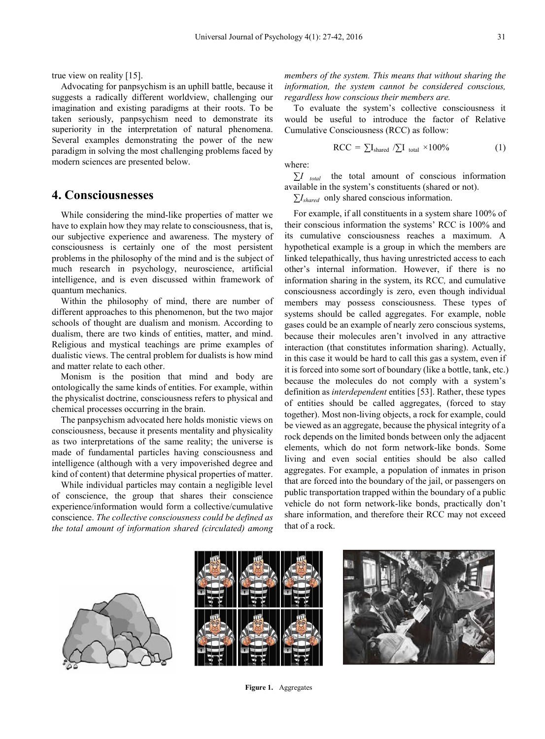true view on reality [15].

Advocating for panpsychism is an uphill battle, because it suggests a radically different worldview, challenging our imagination and existing paradigms at their roots. To be taken seriously, panpsychism need to demonstrate its superiority in the interpretation of natural phenomena. Several examples demonstrating the power of the new paradigm in solving the most challenging problems faced by modern sciences are presented below.

## 4. Consciousnesses

While considering the mind-like properties of matter we have to explain how they may relate to consciousness, that is, our subjective experience and awareness. The mystery of consciousness is certainly one of the most persistent problems in the philosophy of the mind and is the subject of much research in psychology, neuroscience, artificial intelligence, and is even discussed within framework of quantum mechanics.

Within the philosophy of mind, there are number of different approaches to this phenomenon, but the two major schools of thought are dualism and monism. According to dualism, there are two kinds of entities, matter, and mind. Religious and mystical teachings are prime examples of dualistic views. The central problem for dualists is how mind and matter relate to each other.

Monism is the position that mind and body are ontologically the same kinds of entities. For example, within the physicalist doctrine, consciousness refers to physical and chemical processes occurring in the brain.

The panpsychism advocated here holds monistic views on consciousness, because it presents mentality and physicality as two interpretations of the same reality; the universe is made of fundamental particles having consciousness and intelligence (although with a very impoverished degree and kind of content) that determine physical properties of matter.

While individual particles may contain a negligible level of conscience, the group that shares their conscience experience/information would form a collective/cumulative conscience. *The collective consciousness could be defined as the total amount of information shared (circulated) among members of the system. This means that without sharing the information, the system cannot be considered conscious, regardless how conscious their members are.*

To evaluate the system's collective consciousness it would be useful to introduce the factor of Relative Cumulative Consciousness (RCC) as follow:

$$RCC = \sum I_{shared} / \sum I_{total} \times 100\% \qquad (1)$$

where:

$\sum I_{total}$ the total amount of conscious information available in the system's constituents (shared or not).

$\sum I_{shared}$ only shared conscious information.

For example, if all constituents in a system share 100% of their conscious information the systems' RCC is 100% and its cumulative consciousness reaches a maximum. A hypothetical example is a group in which the members are linked telepathically, thus having unrestricted access to each other's internal information. However, if there is no information sharing in the system, its RCC, and cumulative consciousness accordingly is zero, even though individual members may possess consciousness. These types of systems should be called aggregates. For example, noble gases could be an example of nearly zero conscious systems, because their molecules aren't involved in any attractive interaction (that constitutes information sharing). Actually, in this case it would be hard to call this gas a system, even if it is forced into some sort of boundary (like a bottle, tank, etc.) because the molecules do not comply with a system's definition as *interdependent* entities [53]. Rather, these types of entities should be called aggregates, (forced to stay together). Most non-living objects, a rock for example, could be viewed as an aggregate, because the physical integrity of a rock depends on the limited bonds between only the adjacent elements, which do not form network-like bonds. Some living and even social entities should be also called aggregates. For example, a population of inmates in prison that are forced into the boundary of the jail, or passengers on public transportation trapped within the boundary of a public vehicle do not form network-like bonds, practically don't share information, and therefore their RCC may not exceed that of a rock.

**Figure 1.** Aggregates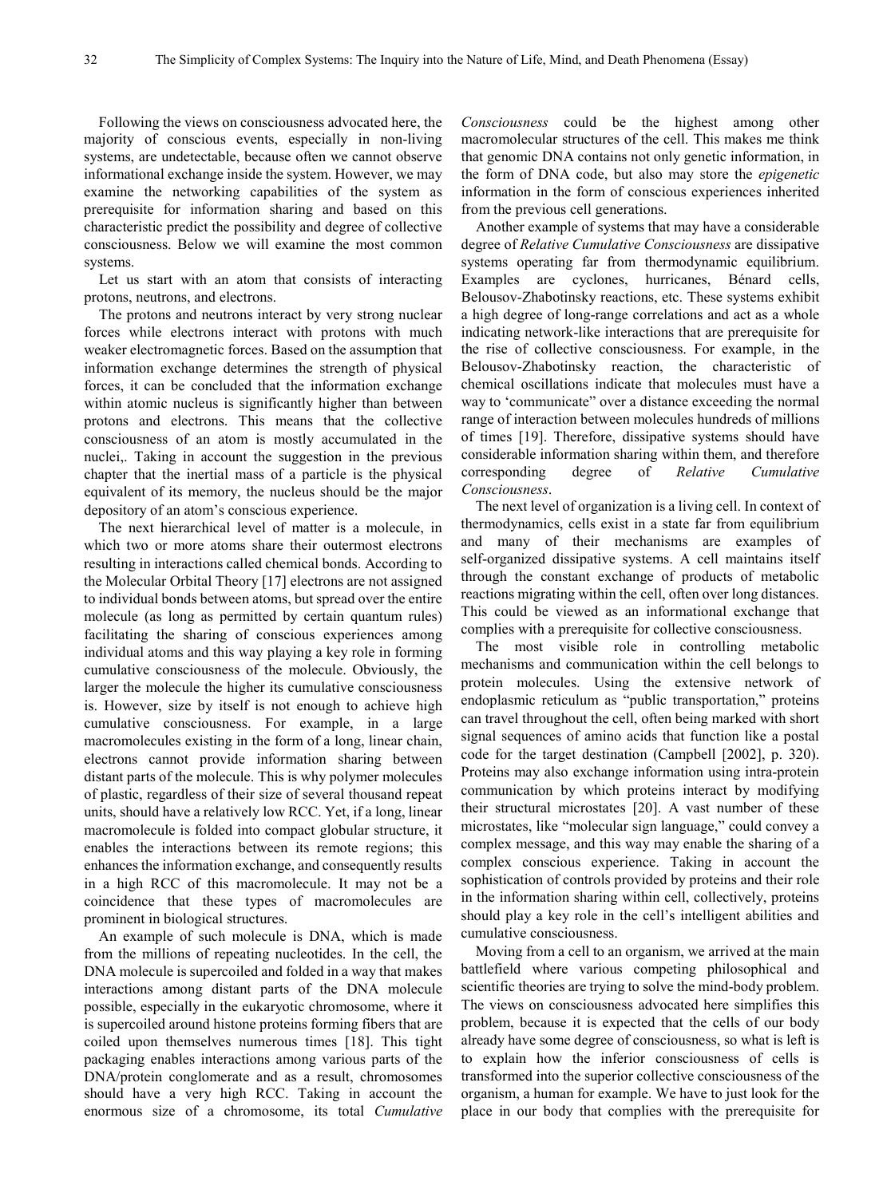Following the views on consciousness advocated here, the majority of conscious events, especially in non-living systems, are undetectable, because often we cannot observe informational exchange inside the system. However, we may examine the networking capabilities of the system as prerequisite for information sharing and based on this characteristic predict the possibility and degree of collective consciousness. Below we will examine the most common systems.

Let us start with an atom that consists of interacting protons, neutrons, and electrons.

The protons and neutrons interact by very strong nuclear forces while electrons interact with protons with much weaker electromagnetic forces. Based on the assumption that information exchange determines the strength of physical forces, it can be concluded that the information exchange within atomic nucleus is significantly higher than between protons and electrons. This means that the collective consciousness of an atom is mostly accumulated in the nuclei,. Taking in account the suggestion in the previous chapter that the inertial mass of a particle is the physical equivalent of its memory, the nucleus should be the major depository of an atom's conscious experience.

The next hierarchical level of matter is a molecule, in which two or more atoms share their outermost electrons resulting in interactions called chemical bonds. According to the Molecular Orbital Theory [17] electrons are not assigned to individual bonds between atoms, but spread over the entire molecule (as long as permitted by certain quantum rules) facilitating the sharing of conscious experiences among individual atoms and this way playing a key role in forming cumulative consciousness of the molecule. Obviously, the larger the molecule the higher its cumulative consciousness is. However, size by itself is not enough to achieve high cumulative consciousness. For example, in a large macromolecules existing in the form of a long, linear chain, electrons cannot provide information sharing between distant parts of the molecule. This is why polymer molecules of plastic, regardless of their size of several thousand repeat units, should have a relatively low RCC. Yet, if a long, linear macromolecule is folded into compact globular structure, it enables the interactions between its remote regions; this enhances the information exchange, and consequently results in a high RCC of this macromolecule. It may not be a coincidence that these types of macromolecules are prominent in biological structures.

An example of such molecule is DNA, which is made from the millions of repeating nucleotides. In the cell, the DNA molecule is supercoiled and folded in a way that makes interactions among distant parts of the DNA molecule possible, especially in the eukaryotic chromosome, where it is supercoiled around histone proteins forming fibers that are coiled upon themselves numerous times [18]. This tight packaging enables interactions among various parts of the DNA/protein conglomerate and as a result, chromosomes should have a very high RCC. Taking in account the enormous size of a chromosome, its total *Cumulative Consciousness* could be the highest among other macromolecular structures of the cell. This makes me think that genomic DNA contains not only genetic information, in the form of DNA code, but also may store the *epigenetic* information in the form of conscious experiences inherited from the previous cell generations.

Another example of systems that may have a considerable degree of *Relative Cumulative Consciousness* are dissipative systems operating far from thermodynamic equilibrium. Examples are cyclones, hurricanes, Bénard cells, Belousov-Zhabotinsky reactions, etc. These systems exhibit a high degree of long-range correlations and act as a whole indicating network-like interactions that are prerequisite for the rise of collective consciousness. For example, in the Belousov-Zhabotinsky reaction, the characteristic of chemical oscillations indicate that molecules must have a way to 'communicate" over a distance exceeding the normal range of interaction between molecules hundreds of millions of times [19]. Therefore, dissipative systems should have considerable information sharing within them, and therefore corresponding degree of *Relative Cumulative Consciousness*.

The next level of organization is a living cell. In context of thermodynamics, cells exist in a state far from equilibrium and many of their mechanisms are examples of self-organized dissipative systems. A cell maintains itself through the constant exchange of products of metabolic reactions migrating within the cell, often over long distances. This could be viewed as an informational exchange that complies with a prerequisite for collective consciousness.

The most visible role in controlling metabolic mechanisms and communication within the cell belongs to protein molecules. Using the extensive network of endoplasmic reticulum as "public transportation," proteins can travel throughout the cell, often being marked with short signal sequences of amino acids that function like a postal code for the target destination (Campbell [2002], p. 320). Proteins may also exchange information using intra-protein communication by which proteins interact by modifying their structural microstates [20]. A vast number of these microstates, like "molecular sign language," could convey a complex message, and this way may enable the sharing of a complex conscious experience. Taking in account the sophistication of controls provided by proteins and their role in the information sharing within cell, collectively, proteins should play a key role in the cell's intelligent abilities and cumulative consciousness.

Moving from a cell to an organism, we arrived at the main battlefield where various competing philosophical and scientific theories are trying to solve the mind-body problem. The views on consciousness advocated here simplifies this problem, because it is expected that the cells of our body already have some degree of consciousness, so what is left is to explain how the inferior consciousness of cells is transformed into the superior collective consciousness of the organism, a human for example. We have to just look for the place in our body that complies with the prerequisite for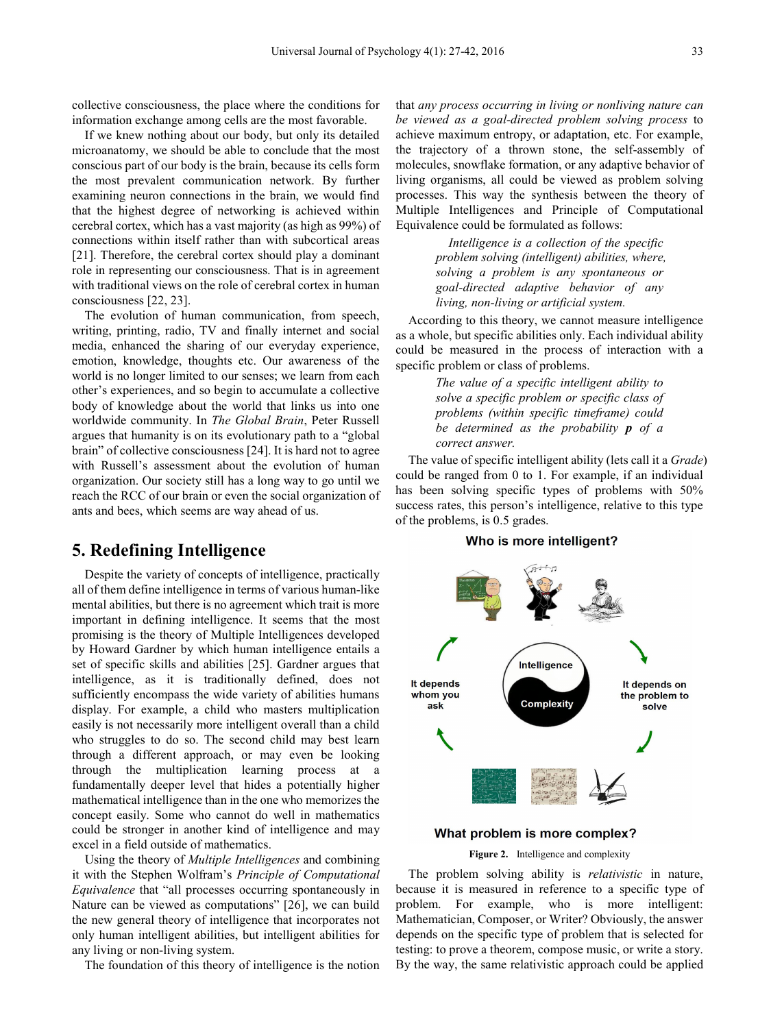collective consciousness, the place where the conditions for information exchange among cells are the most favorable.

If we knew nothing about our body, but only its detailed microanatomy, we should be able to conclude that the most conscious part of our body is the brain, because its cells form the most prevalent communication network. By further examining neuron connections in the brain, we would find that the highest degree of networking is achieved within cerebral cortex, which has a vast majority (as high as 99%) of connections within itself rather than with subcortical areas [21]. Therefore, the cerebral cortex should play a dominant role in representing our consciousness. That is in agreement with traditional views on the role of cerebral cortex in human consciousness [22, 23].

The evolution of human communication, from speech, writing, printing, radio, TV and finally internet and social media, enhanced the sharing of our everyday experience, emotion, knowledge, thoughts etc. Our awareness of the world is no longer limited to our senses; we learn from each other's experiences, and so begin to accumulate a collective body of knowledge about the world that links us into one worldwide community. In *The Global Brain*, Peter Russell argues that humanity is on its evolutionary path to a "global brain" of collective consciousness [24]. It is hard not to agree with Russell's assessment about the evolution of human organization. Our society still has a long way to go until we reach the RCC of our brain or even the social organization of ants and bees, which seems are way ahead of us.

## 5. Redefining Intelligence

Despite the variety of concepts of intelligence, practically all of them define intelligence in terms of various human-like mental abilities, but there is no agreement which trait is more important in defining intelligence. It seems that the most promising is the theory of Multiple Intelligences developed by Howard Gardner by which human intelligence entails a set of specific skills and abilities [25]. Gardner argues that intelligence, as it is traditionally defined, does not sufficiently encompass the wide variety of abilities humans display. For example, a child who masters multiplication easily is not necessarily more intelligent overall than a child who struggles to do so. The second child may best learn through a different approach, or may even be looking through the multiplication learning process at a fundamentally deeper level that hides a potentially higher mathematical intelligence than in the one who memorizes the concept easily. Some who cannot do well in mathematics could be stronger in another kind of intelligence and may excel in a field outside of mathematics.

Using the theory of *Multiple Intelligences* and combining it with the Stephen Wolfram's *Principle of Computational Equivalence* that "all processes occurring spontaneously in Nature can be viewed as computations" [26], we can build the new general theory of intelligence that incorporates not only human intelligent abilities, but intelligent abilities for any living or non-living system.

The foundation of this theory of intelligence is the notion that *any process occurring in living or nonliving nature can be viewed as a goal-directed problem solving process* to achieve maximum entropy, or adaptation, etc. For example, the trajectory of a thrown stone, the self-assembly of molecules, snowflake formation, or any adaptive behavior of living organisms, all could be viewed as problem solving processes. This way the synthesis between the theory of Multiple Intelligences and Principle of Computational Equivalence could be formulated as follows:

> *Intelligence is a collection of the specific problem solving (intelligent) abilities, where, solving a problem is any spontaneous or goal-directed adaptive behavior of any living, non-living or artificial system.*

According to this theory, we cannot measure intelligence as a whole, but specific abilities only. Each individual ability could be measured in the process of interaction with a specific problem or class of problems.

> *The value of a specific intelligent ability to solve a specific problem or specific class of problems (within specific timeframe) could be determined as the probability* ***p*** *of a correct answer.*

The value of specific intelligent ability (lets call it a *Grade*) could be ranged from 0 to 1. For example, if an individual has been solving specific types of problems with 50% success rates, this person's intelligence, relative to this type of the problems, is 0.5 grades.

**Figure 2.** Intelligence and complexity

The problem solving ability is *relativistic* in nature, because it is measured in reference to a specific type of problem. For example, who is more intelligent: Mathematician, Composer, or Writer? Obviously, the answer depends on the specific type of problem that is selected for testing: to prove a theorem, compose music, or write a story. By the way, the same relativistic approach could be applied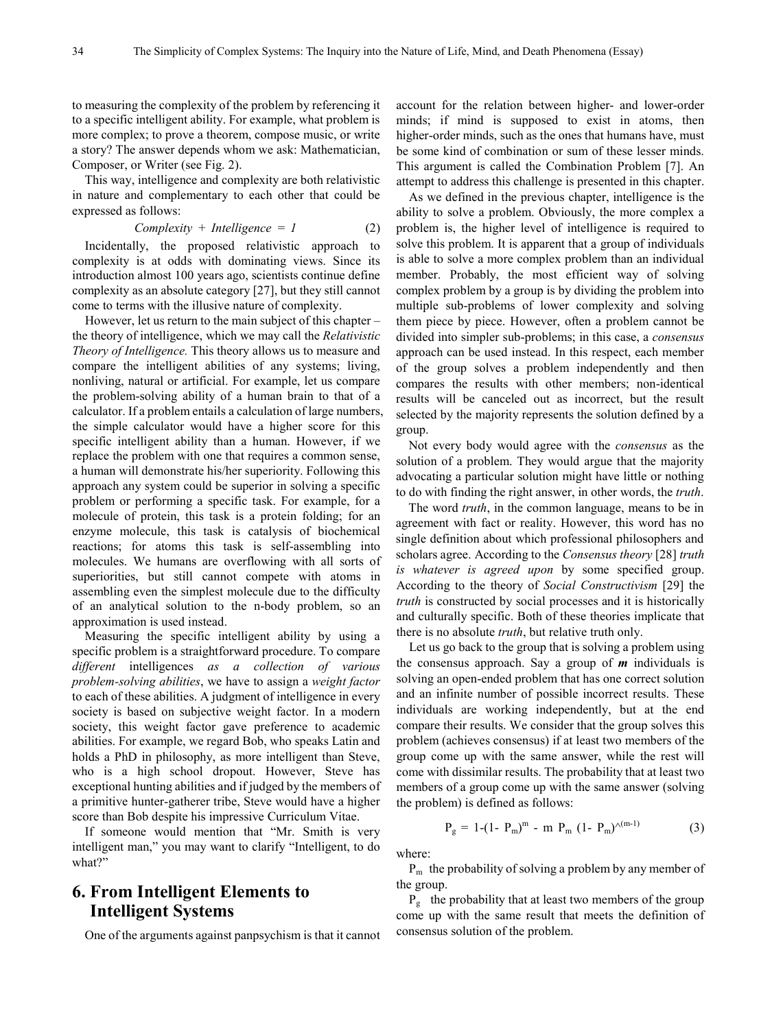to measuring the complexity of the problem by referencing it to a specific intelligent ability. For example, what problem is more complex; to prove a theorem, compose music, or write a story? The answer depends whom we ask: Mathematician, Composer, or Writer (see Fig. 2).

This way, intelligence and complexity are both relativistic in nature and complementary to each other that could be expressed as follows:

$$Complexity + Intelligence = 1 \tag{2}$$

Incidentally, the proposed relativistic approach to complexity is at odds with dominating views. Since its introduction almost 100 years ago, scientists continue define complexity as an absolute category [27], but they still cannot come to terms with the illusive nature of complexity.

However, let us return to the main subject of this chapter – the theory of intelligence, which we may call the *Relativistic Theory of Intelligence.* This theory allows us to measure and compare the intelligent abilities of any systems; living, nonliving, natural or artificial. For example, let us compare the problem-solving ability of a human brain to that of a calculator. If a problem entails a calculation of large numbers, the simple calculator would have a higher score for this specific intelligent ability than a human. However, if we replace the problem with one that requires a common sense, a human will demonstrate his/her superiority. Following this approach any system could be superior in solving a specific problem or performing a specific task. For example, for a molecule of protein, this task is a protein folding; for an enzyme molecule, this task is catalysis of biochemical reactions; for atoms this task is self-assembling into molecules. We humans are overflowing with all sorts of superiorities, but still cannot compete with atoms in assembling even the simplest molecule due to the difficulty of an analytical solution to the n-body problem, so an approximation is used instead.

Measuring the specific intelligent ability by using a specific problem is a straightforward procedure. To compare *different* intelligences *as a collection of various problem-solving abilities*, we have to assign a *weight factor* to each of these abilities. A judgment of intelligence in every society is based on subjective weight factor. In a modern society, this weight factor gave preference to academic abilities. For example, we regard Bob, who speaks Latin and holds a PhD in philosophy, as more intelligent than Steve, who is a high school dropout. However, Steve has exceptional hunting abilities and if judged by the members of a primitive hunter-gatherer tribe, Steve would have a higher score than Bob despite his impressive Curriculum Vitae.

If someone would mention that "Mr. Smith is very intelligent man," you may want to clarify "Intelligent, to do what?"

## 6. From Intelligent Elements to Intelligent Systems

One of the arguments against panpsychism is that it cannot account for the relation between higher- and lower-order minds; if mind is supposed to exist in atoms, then higher-order minds, such as the ones that humans have, must be some kind of combination or sum of these lesser minds. This argument is called the Combination Problem [7]. An attempt to address this challenge is presented in this chapter.

As we defined in the previous chapter, intelligence is the ability to solve a problem. Obviously, the more complex a problem is, the higher level of intelligence is required to solve this problem. It is apparent that a group of individuals is able to solve a more complex problem than an individual member. Probably, the most efficient way of solving complex problem by a group is by dividing the problem into multiple sub-problems of lower complexity and solving them piece by piece. However, often a problem cannot be divided into simpler sub-problems; in this case, a *consensus* approach can be used instead. In this respect, each member of the group solves a problem independently and then compares the results with other members; non-identical results will be canceled out as incorrect, but the result selected by the majority represents the solution defined by a group.

Not every body would agree with the *consensus* as the solution of a problem. They would argue that the majority advocating a particular solution might have little or nothing to do with finding the right answer, in other words, the *truth*.

The word *truth*, in the common language, means to be in agreement with fact or reality. However, this word has no single definition about which professional philosophers and scholars agree. According to the *Consensus theory* [28] *truth is whatever is agreed upon* by some specified group. According to the theory of *Social Constructivism* [29] the *truth* is constructed by social processes and it is historically and culturally specific. Both of these theories implicate that there is no absolute *truth*, but relative truth only.

Let us go back to the group that is solving a problem using the consensus approach. Say a group of ***m*** individuals is solving an open-ended problem that has one correct solution and an infinite number of possible incorrect results. These individuals are working independently, but at the end compare their results. We consider that the group solves this problem (achieves consensus) if at least two members of the group come up with the same answer, while the rest will come with dissimilar results. The probability that at least two members of a group come up with the same answer (solving the problem) is defined as follows:

$$P_g = 1-(1- P_m)^m - m\ P_m\ (1- P_m)^{(m-1)} \tag{3}$$

where:

$P_m$ the probability of solving a problem by any member of the group.

$P_g$ the probability that at least two members of the group come up with the same result that meets the definition of consensus solution of the problem.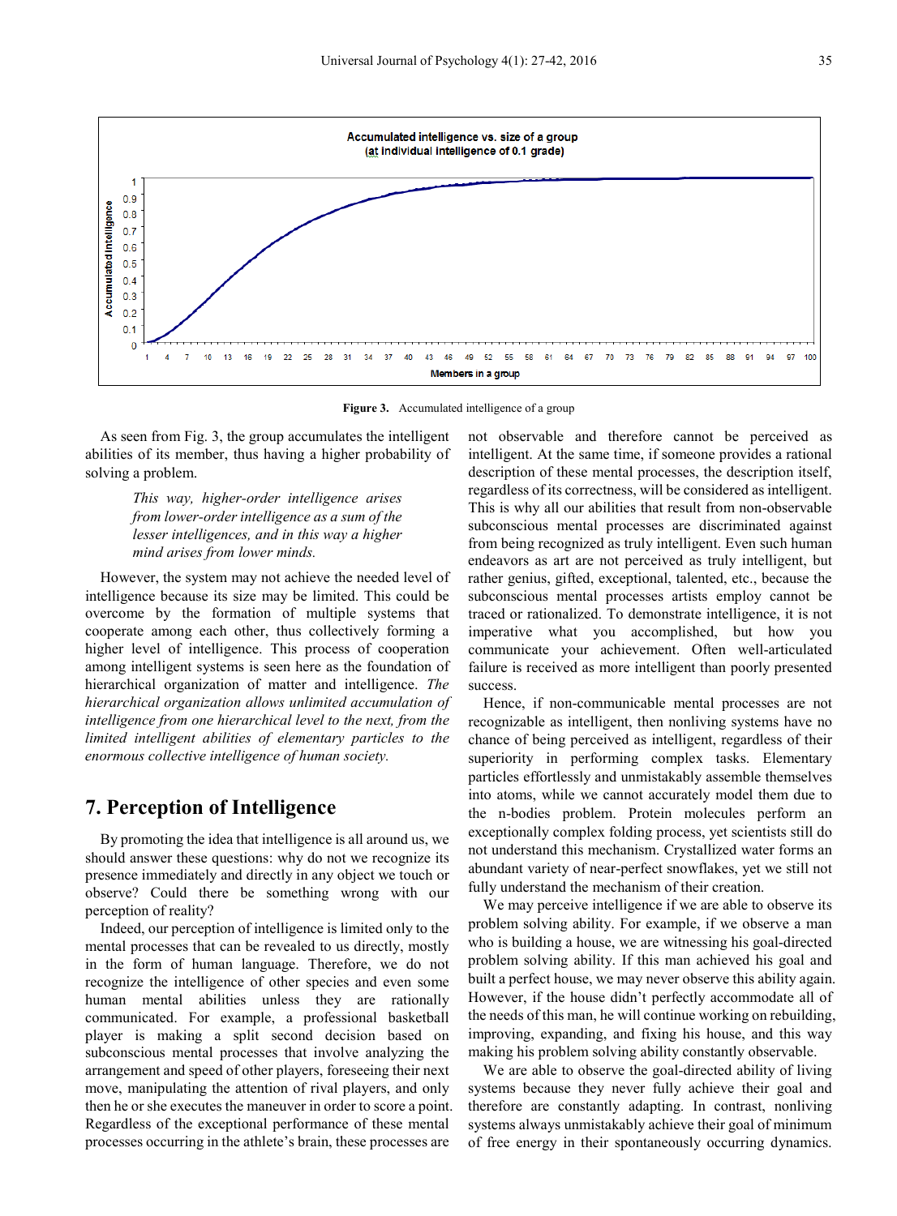**Figure 3.** Accumulated intelligence of a group

As seen from Fig. 3, the group accumulates the intelligent abilities of its member, thus having a higher probability of solving a problem.

> *This way, higher-order intelligence arises from lower-order intelligence as a sum of the lesser intelligences, and in this way a higher mind arises from lower minds.*

However, the system may not achieve the needed level of intelligence because its size may be limited. This could be overcome by the formation of multiple systems that cooperate among each other, thus collectively forming a higher level of intelligence. This process of cooperation among intelligent systems is seen here as the foundation of hierarchical organization of matter and intelligence. *The hierarchical organization allows unlimited accumulation of intelligence from one hierarchical level to the next, from the limited intelligent abilities of elementary particles to the enormous collective intelligence of human society.*

## 7. Perception of Intelligence

By promoting the idea that intelligence is all around us, we should answer these questions: why do not we recognize its presence immediately and directly in any object we touch or observe? Could there be something wrong with our perception of reality?

Indeed, our perception of intelligence is limited only to the mental processes that can be revealed to us directly, mostly in the form of human language. Therefore, we do not recognize the intelligence of other species and even some human mental abilities unless they are rationally communicated. For example, a professional basketball player is making a split second decision based on subconscious mental processes that involve analyzing the arrangement and speed of other players, foreseeing their next move, manipulating the attention of rival players, and only then he or she executes the maneuver in order to score a point. Regardless of the exceptional performance of these mental processes occurring in the athlete's brain, these processes are not observable and therefore cannot be perceived as intelligent. At the same time, if someone provides a rational description of these mental processes, the description itself, regardless of its correctness, will be considered as intelligent. This is why all our abilities that result from non-observable subconscious mental processes are discriminated against from being recognized as truly intelligent. Even such human endeavors as art are not perceived as truly intelligent, but rather genius, gifted, exceptional, talented, etc., because the subconscious mental processes artists employ cannot be traced or rationalized. To demonstrate intelligence, it is not imperative what you accomplished, but how you communicate your achievement. Often well-articulated failure is received as more intelligent than poorly presented success.

Hence, if non-communicable mental processes are not recognizable as intelligent, then nonliving systems have no chance of being perceived as intelligent, regardless of their superiority in performing complex tasks. Elementary particles effortlessly and unmistakably assemble themselves into atoms, while we cannot accurately model them due to the n-bodies problem. Protein molecules perform an exceptionally complex folding process, yet scientists still do not understand this mechanism. Crystallized water forms an abundant variety of near-perfect snowflakes, yet we still not fully understand the mechanism of their creation.

We may perceive intelligence if we are able to observe its problem solving ability. For example, if we observe a man who is building a house, we are witnessing his goal-directed problem solving ability. If this man achieved his goal and built a perfect house, we may never observe this ability again. However, if the house didn't perfectly accommodate all of the needs of this man, he will continue working on rebuilding, improving, expanding, and fixing his house, and this way making his problem solving ability constantly observable.

We are able to observe the goal-directed ability of living systems because they never fully achieve their goal and therefore are constantly adapting. In contrast, nonliving systems always unmistakably achieve their goal of minimum of free energy in their spontaneously occurring dynamics.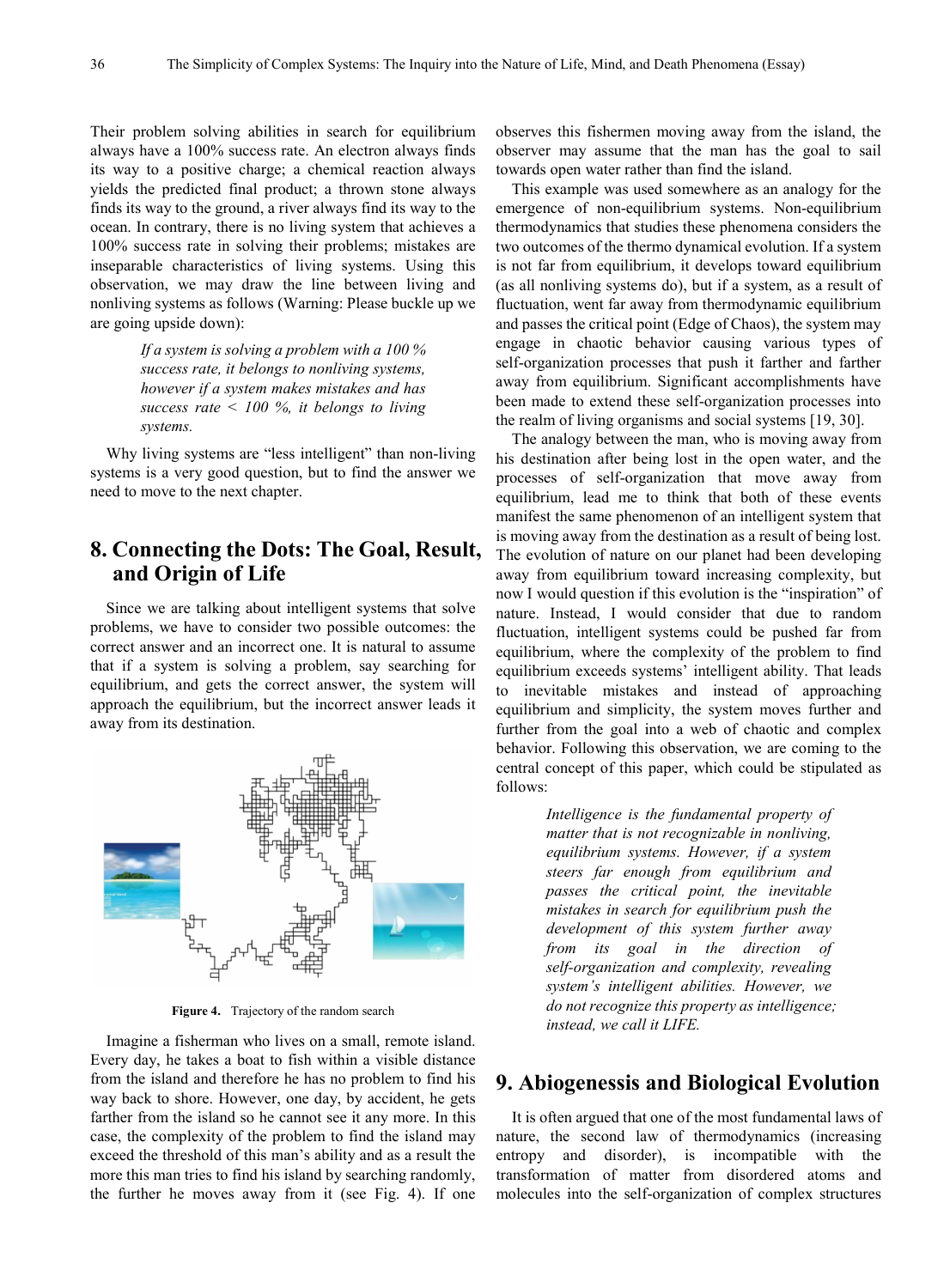Their problem solving abilities in search for equilibrium always have a 100% success rate. An electron always finds its way to a positive charge; a chemical reaction always yields the predicted final product; a thrown stone always finds its way to the ground, a river always find its way to the ocean. In contrary, there is no living system that achieves a 100% success rate in solving their problems; mistakes are inseparable characteristics of living systems. Using this observation, we may draw the line between living and nonliving systems as follows (Warning: Please buckle up we are going upside down):

> *If a system is solving a problem with a 100 % success rate, it belongs to nonliving systems, however if a system makes mistakes and has success rate < 100 %, it belongs to living systems.*

Why living systems are "less intelligent" than non-living systems is a very good question, but to find the answer we need to move to the next chapter.

## 8. Connecting the Dots: The Goal, Result, and Origin of Life

Since we are talking about intelligent systems that solve problems, we have to consider two possible outcomes: the correct answer and an incorrect one. It is natural to assume that if a system is solving a problem, say searching for equilibrium, and gets the correct answer, the system will approach the equilibrium, but the incorrect answer leads it away from its destination.

**Figure 4.** Trajectory of the random search

Imagine a fisherman who lives on a small, remote island. Every day, he takes a boat to fish within a visible distance from the island and therefore he has no problem to find his way back to shore. However, one day, by accident, he gets farther from the island so he cannot see it any more. In this case, the complexity of the problem to find the island may exceed the threshold of this man's ability and as a result the more this man tries to find his island by searching randomly, the further he moves away from it (see Fig. 4). If one observes this fishermen moving away from the island, the observer may assume that the man has the goal to sail towards open water rather than find the island.

This example was used somewhere as an analogy for the emergence of non-equilibrium systems. Non-equilibrium thermodynamics that studies these phenomena considers the two outcomes of the thermo dynamical evolution. If a system is not far from equilibrium, it develops toward equilibrium (as all nonliving systems do), but if a system, as a result of fluctuation, went far away from thermodynamic equilibrium and passes the critical point (Edge of Chaos), the system may engage in chaotic behavior causing various types of self-organization processes that push it farther and farther away from equilibrium. Significant accomplishments have been made to extend these self-organization processes into the realm of living organisms and social systems [19, 30].

The analogy between the man, who is moving away from his destination after being lost in the open water, and the processes of self-organization that move away from equilibrium, lead me to think that both of these events manifest the same phenomenon of an intelligent system that is moving away from the destination as a result of being lost. The evolution of nature on our planet had been developing away from equilibrium toward increasing complexity, but now I would question if this evolution is the "inspiration" of nature. Instead, I would consider that due to random fluctuation, intelligent systems could be pushed far from equilibrium, where the complexity of the problem to find equilibrium exceeds systems' intelligent ability. That leads to inevitable mistakes and instead of approaching equilibrium and simplicity, the system moves further and further from the goal into a web of chaotic and complex behavior. Following this observation, we are coming to the central concept of this paper, which could be stipulated as follows:

> *Intelligence is the fundamental property of matter that is not recognizable in nonliving, equilibrium systems. However, if a system steers far enough from equilibrium and passes the critical point, the inevitable mistakes in search for equilibrium push the development of this system further away from its goal in the direction of self-organization and complexity, revealing system's intelligent abilities. However, we do not recognize this property as intelligence; instead, we call it LIFE.*

## 9. Abiogenessis and Biological Evolution

It is often argued that one of the most fundamental laws of nature, the second law of thermodynamics (increasing entropy and disorder), is incompatible with the transformation of matter from disordered atoms and molecules into the self-organization of complex structures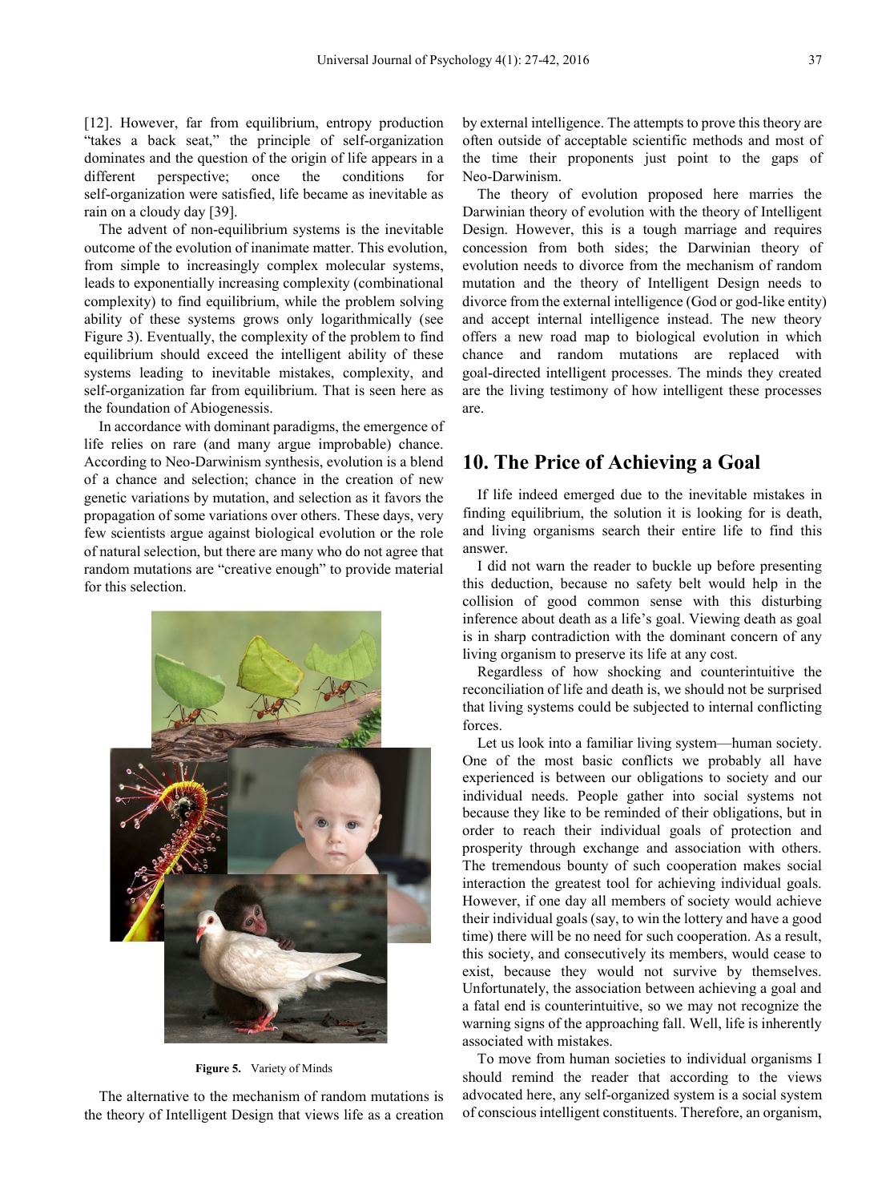[12]. However, far from equilibrium, entropy production "takes a back seat," the principle of self-organization dominates and the question of the origin of life appears in a different perspective; once the conditions for self-organization were satisfied, life became as inevitable as rain on a cloudy day [39].

The advent of non-equilibrium systems is the inevitable outcome of the evolution of inanimate matter. This evolution, from simple to increasingly complex molecular systems, leads to exponentially increasing complexity (combinational complexity) to find equilibrium, while the problem solving ability of these systems grows only logarithmically (see Figure 3). Eventually, the complexity of the problem to find equilibrium should exceed the intelligent ability of these systems leading to inevitable mistakes, complexity, and self-organization far from equilibrium. That is seen here as the foundation of Abiogenessis.

In accordance with dominant paradigms, the emergence of life relies on rare (and many argue improbable) chance. According to Neo-Darwinism synthesis, evolution is a blend of a chance and selection; chance in the creation of new genetic variations by mutation, and selection as it favors the propagation of some variations over others. These days, very few scientists argue against biological evolution or the role of natural selection, but there are many who do not agree that random mutations are "creative enough" to provide material for this selection.

**Figure 5.** Variety of Minds

The alternative to the mechanism of random mutations is the theory of Intelligent Design that views life as a creation by external intelligence. The attempts to prove this theory are often outside of acceptable scientific methods and most of the time their proponents just point to the gaps of Neo-Darwinism.

The theory of evolution proposed here marries the Darwinian theory of evolution with the theory of Intelligent Design. However, this is a tough marriage and requires concession from both sides; the Darwinian theory of evolution needs to divorce from the mechanism of random mutation and the theory of Intelligent Design needs to divorce from the external intelligence (God or god-like entity) and accept internal intelligence instead. The new theory offers a new road map to biological evolution in which chance and random mutations are replaced with goal-directed intelligent processes. The minds they created are the living testimony of how intelligent these processes are.

## 10. The Price of Achieving a Goal

If life indeed emerged due to the inevitable mistakes in finding equilibrium, the solution it is looking for is death, and living organisms search their entire life to find this answer.

I did not warn the reader to buckle up before presenting this deduction, because no safety belt would help in the collision of good common sense with this disturbing inference about death as a life's goal. Viewing death as goal is in sharp contradiction with the dominant concern of any living organism to preserve its life at any cost.

Regardless of how shocking and counterintuitive the reconciliation of life and death is, we should not be surprised that living systems could be subjected to internal conflicting forces.

Let us look into a familiar living system—human society. One of the most basic conflicts we probably all have experienced is between our obligations to society and our individual needs. People gather into social systems not because they like to be reminded of their obligations, but in order to reach their individual goals of protection and prosperity through exchange and association with others. The tremendous bounty of such cooperation makes social interaction the greatest tool for achieving individual goals. However, if one day all members of society would achieve their individual goals (say, to win the lottery and have a good time) there will be no need for such cooperation. As a result, this society, and consecutively its members, would cease to exist, because they would not survive by themselves. Unfortunately, the association between achieving a goal and a fatal end is counterintuitive, so we may not recognize the warning signs of the approaching fall. Well, life is inherently associated with mistakes.

To move from human societies to individual organisms I should remind the reader that according to the views advocated here, any self-organized system is a social system of conscious intelligent constituents. Therefore, an organism,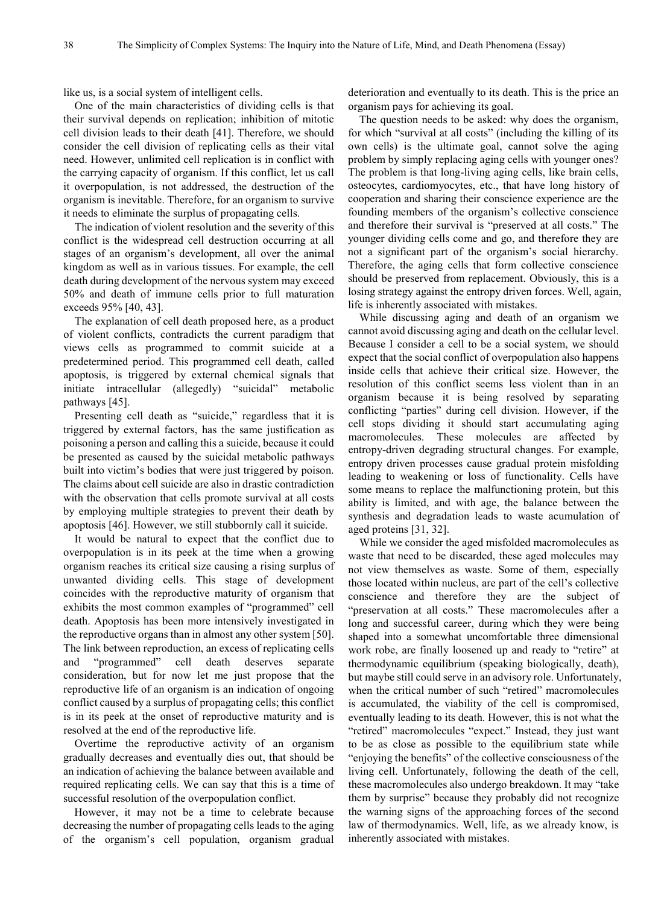like us, is a social system of intelligent cells.

One of the main characteristics of dividing cells is that their survival depends on replication; inhibition of mitotic cell division leads to their death [41]. Therefore, we should consider the cell division of replicating cells as their vital need. However, unlimited cell replication is in conflict with the carrying capacity of organism. If this conflict, let us call it overpopulation, is not addressed, the destruction of the organism is inevitable. Therefore, for an organism to survive it needs to eliminate the surplus of propagating cells.

The indication of violent resolution and the severity of this conflict is the widespread cell destruction occurring at all stages of an organism's development, all over the animal kingdom as well as in various tissues. For example, the cell death during development of the nervous system may exceed 50% and death of immune cells prior to full maturation exceeds 95% [40, 43].

The explanation of cell death proposed here, as a product of violent conflicts, contradicts the current paradigm that views cells as programmed to commit suicide at a predetermined period. This programmed cell death, called apoptosis, is triggered by external chemical signals that initiate intracellular (allegedly) "suicidal" metabolic pathways [45].

Presenting cell death as "suicide," regardless that it is triggered by external factors, has the same justification as poisoning a person and calling this a suicide, because it could be presented as caused by the suicidal metabolic pathways built into victim's bodies that were just triggered by poison. The claims about cell suicide are also in drastic contradiction with the observation that cells promote survival at all costs by employing multiple strategies to prevent their death by apoptosis [46]. However, we still stubbornly call it suicide.

It would be natural to expect that the conflict due to overpopulation is in its peek at the time when a growing organism reaches its critical size causing a rising surplus of unwanted dividing cells. This stage of development coincides with the reproductive maturity of organism that exhibits the most common examples of "programmed" cell death. Apoptosis has been more intensively investigated in the reproductive organs than in almost any other system [50]. The link between reproduction, an excess of replicating cells and "programmed" cell death deserves separate consideration, but for now let me just propose that the reproductive life of an organism is an indication of ongoing conflict caused by a surplus of propagating cells; this conflict is in its peek at the onset of reproductive maturity and is resolved at the end of the reproductive life.

Overtime the reproductive activity of an organism gradually decreases and eventually dies out, that should be an indication of achieving the balance between available and required replicating cells. We can say that this is a time of successful resolution of the overpopulation conflict.

However, it may not be a time to celebrate because decreasing the number of propagating cells leads to the aging of the organism's cell population, organism gradual deterioration and eventually to its death. This is the price an organism pays for achieving its goal.

The question needs to be asked: why does the organism, for which "survival at all costs" (including the killing of its own cells) is the ultimate goal, cannot solve the aging problem by simply replacing aging cells with younger ones? The problem is that long-living aging cells, like brain cells, osteocytes, cardiomyocytes, etc., that have long history of cooperation and sharing their conscience experience are the founding members of the organism's collective conscience and therefore their survival is "preserved at all costs." The younger dividing cells come and go, and therefore they are not a significant part of the organism's social hierarchy. Therefore, the aging cells that form collective conscience should be preserved from replacement. Obviously, this is a losing strategy against the entropy driven forces. Well, again, life is inherently associated with mistakes.

While discussing aging and death of an organism we cannot avoid discussing aging and death on the cellular level. Because I consider a cell to be a social system, we should expect that the social conflict of overpopulation also happens inside cells that achieve their critical size. However, the resolution of this conflict seems less violent than in an organism because it is being resolved by separating conflicting "parties" during cell division. However, if the cell stops dividing it should start accumulating aging macromolecules. These molecules are affected by entropy-driven degrading structural changes. For example, entropy driven processes cause gradual protein misfolding leading to weakening or loss of functionality. Cells have some means to replace the malfunctioning protein, but this ability is limited, and with age, the balance between the synthesis and degradation leads to waste acumulation of aged proteins [31, 32].

While we consider the aged misfolded macromolecules as waste that need to be discarded, these aged molecules may not view themselves as waste. Some of them, especially those located within nucleus, are part of the cell's collective conscience and therefore they are the subject of "preservation at all costs." These macromolecules after a long and successful career, during which they were being shaped into a somewhat uncomfortable three dimensional work robe, are finally loosened up and ready to "retire" at thermodynamic equilibrium (speaking biologically, death), but maybe still could serve in an advisory role. Unfortunately, when the critical number of such "retired" macromolecules is accumulated, the viability of the cell is compromised, eventually leading to its death. However, this is not what the "retired" macromolecules "expect." Instead, they just want to be as close as possible to the equilibrium state while "enjoying the benefits" of the collective consciousness of the living cell. Unfortunately, following the death of the cell, these macromolecules also undergo breakdown. It may "take them by surprise" because they probably did not recognize the warning signs of the approaching forces of the second law of thermodynamics. Well, life, as we already know, is inherently associated with mistakes.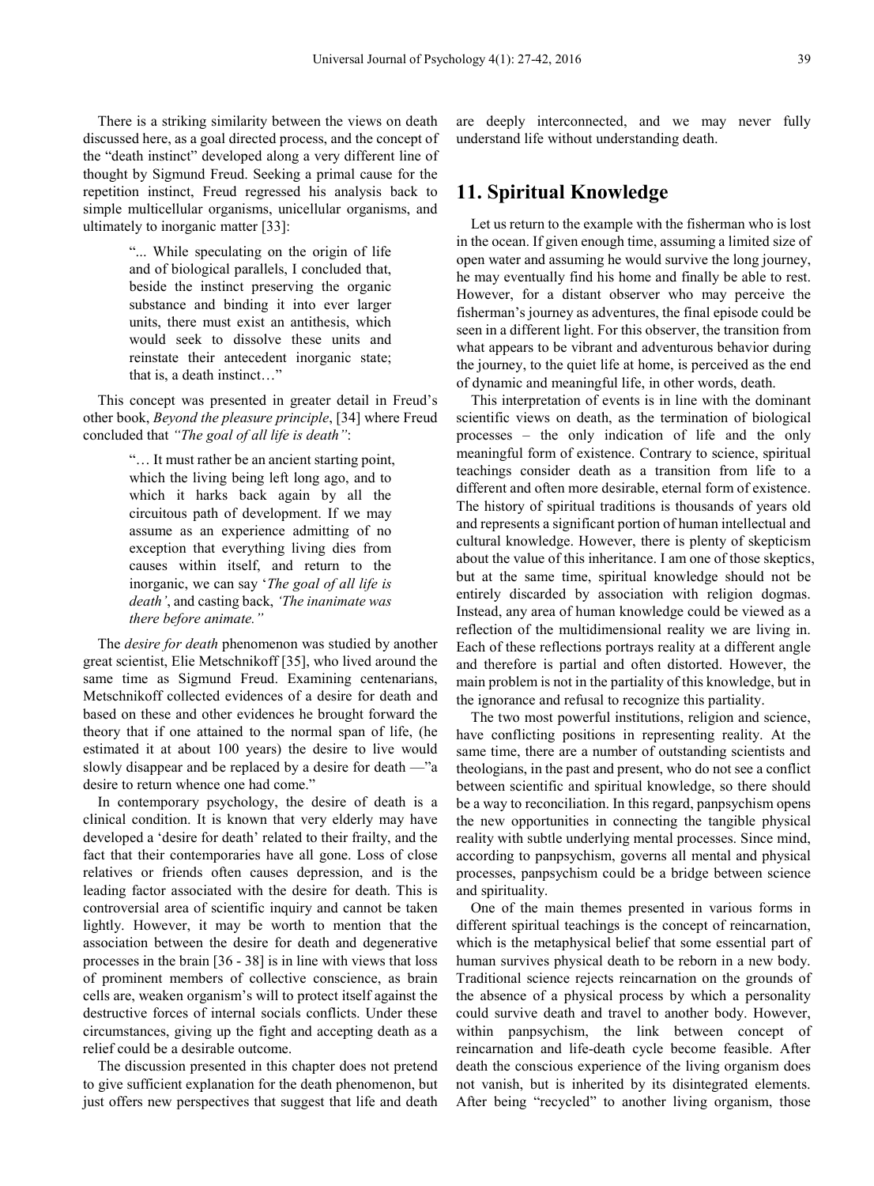There is a striking similarity between the views on death discussed here, as a goal directed process, and the concept of the "death instinct" developed along a very different line of thought by Sigmund Freud. Seeking a primal cause for the repetition instinct, Freud regressed his analysis back to simple multicellular organisms, unicellular organisms, and ultimately to inorganic matter [33]:

> "... While speculating on the origin of life and of biological parallels, I concluded that, beside the instinct preserving the organic substance and binding it into ever larger units, there must exist an antithesis, which would seek to dissolve these units and reinstate their antecedent inorganic state; that is, a death instinct…"

This concept was presented in greater detail in Freud's other book, *Beyond the pleasure principle*, [34] where Freud concluded that *"The goal of all life is death"*:

> "… It must rather be an ancient starting point, which the living being left long ago, and to which it harks back again by all the circuitous path of development. If we may assume as an experience admitting of no exception that everything living dies from causes within itself, and return to the inorganic, we can say '*The goal of all life is death*', and casting back, *'The inanimate was there before animate."*

The *desire for death* phenomenon was studied by another great scientist, Elie Metschnikoff [35], who lived around the same time as Sigmund Freud. Examining centenarians, Metschnikoff collected evidences of a desire for death and based on these and other evidences he brought forward the theory that if one attained to the normal span of life, (he estimated it at about 100 years) the desire to live would slowly disappear and be replaced by a desire for death —"a desire to return whence one had come."

In contemporary psychology, the desire of death is a clinical condition. It is known that very elderly may have developed a 'desire for death' related to their frailty, and the fact that their contemporaries have all gone. Loss of close relatives or friends often causes depression, and is the leading factor associated with the desire for death. This is controversial area of scientific inquiry and cannot be taken lightly. However, it may be worth to mention that the association between the desire for death and degenerative processes in the brain [36 - 38] is in line with views that loss of prominent members of collective conscience, as brain cells are, weaken organism's will to protect itself against the destructive forces of internal socials conflicts. Under these circumstances, giving up the fight and accepting death as a relief could be a desirable outcome.

The discussion presented in this chapter does not pretend to give sufficient explanation for the death phenomenon, but just offers new perspectives that suggest that life and death are deeply interconnected, and we may never fully understand life without understanding death.

## 11. Spiritual Knowledge

Let us return to the example with the fisherman who is lost in the ocean. If given enough time, assuming a limited size of open water and assuming he would survive the long journey, he may eventually find his home and finally be able to rest. However, for a distant observer who may perceive the fisherman's journey as adventures, the final episode could be seen in a different light. For this observer, the transition from what appears to be vibrant and adventurous behavior during the journey, to the quiet life at home, is perceived as the end of dynamic and meaningful life, in other words, death.

This interpretation of events is in line with the dominant scientific views on death, as the termination of biological processes – the only indication of life and the only meaningful form of existence. Contrary to science, spiritual teachings consider death as a transition from life to a different and often more desirable, eternal form of existence. The history of spiritual traditions is thousands of years old and represents a significant portion of human intellectual and cultural knowledge. However, there is plenty of skepticism about the value of this inheritance. I am one of those skeptics, but at the same time, spiritual knowledge should not be entirely discarded by association with religion dogmas. Instead, any area of human knowledge could be viewed as a reflection of the multidimensional reality we are living in. Each of these reflections portrays reality at a different angle and therefore is partial and often distorted. However, the main problem is not in the partiality of this knowledge, but in the ignorance and refusal to recognize this partiality.

The two most powerful institutions, religion and science, have conflicting positions in representing reality. At the same time, there are a number of outstanding scientists and theologians, in the past and present, who do not see a conflict between scientific and spiritual knowledge, so there should be a way to reconciliation. In this regard, panpsychism opens the new opportunities in connecting the tangible physical reality with subtle underlying mental processes. Since mind, according to panpsychism, governs all mental and physical processes, panpsychism could be a bridge between science and spirituality.

One of the main themes presented in various forms in different spiritual teachings is the concept of reincarnation, which is the metaphysical belief that some essential part of human survives physical death to be reborn in a new body. Traditional science rejects reincarnation on the grounds of the absence of a physical process by which a personality could survive death and travel to another body. However, within panpsychism, the link between concept of reincarnation and life-death cycle become feasible. After death the conscious experience of the living organism does not vanish, but is inherited by its disintegrated elements. After being "recycled" to another living organism, those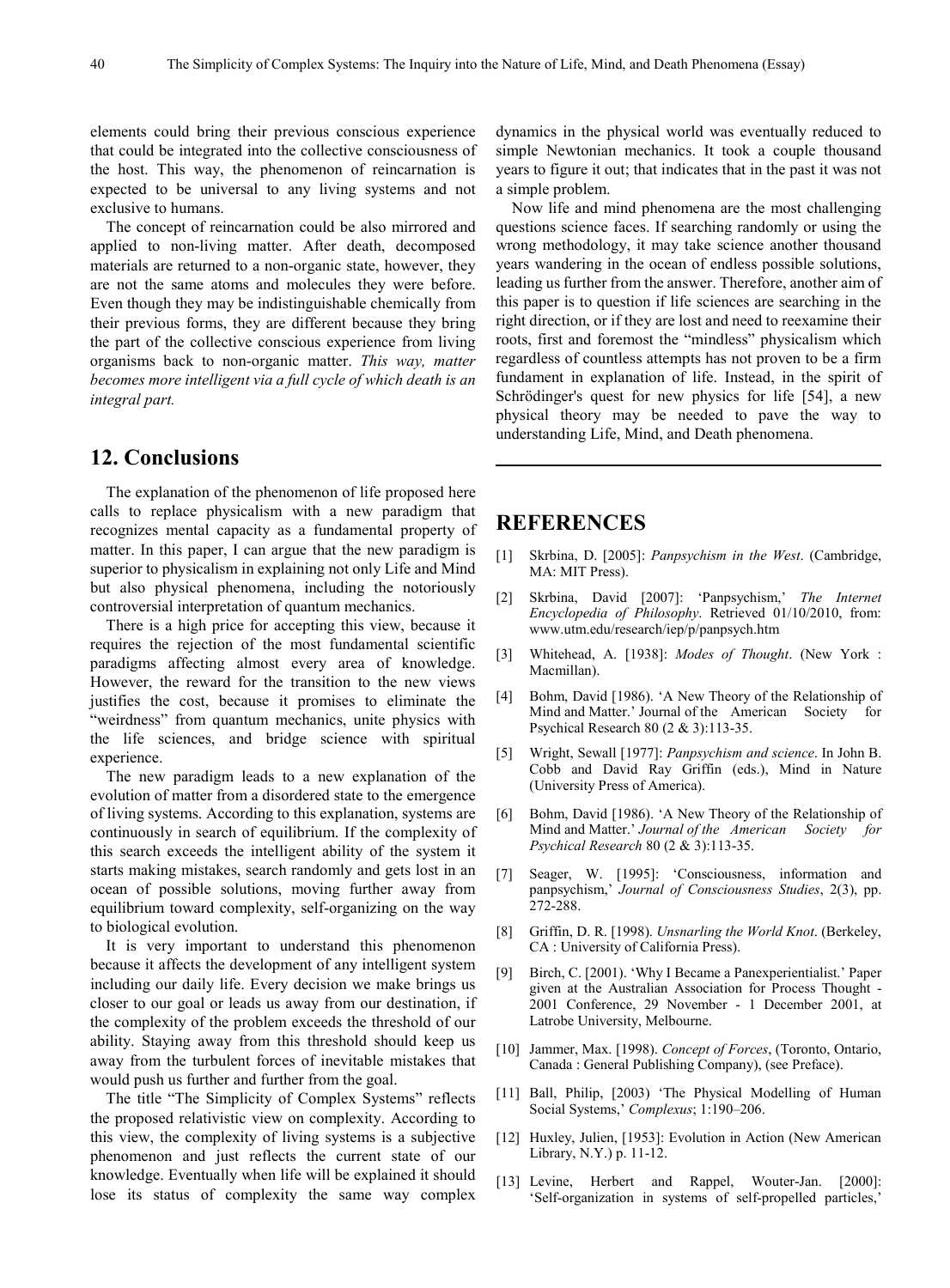elements could bring their previous conscious experience that could be integrated into the collective consciousness of the host. This way, the phenomenon of reincarnation is expected to be universal to any living systems and not exclusive to humans.

The concept of reincarnation could be also mirrored and applied to non-living matter. After death, decomposed materials are returned to a non-organic state, however, they are not the same atoms and molecules they were before. Even though they may be indistinguishable chemically from their previous forms, they are different because they bring the part of the collective conscious experience from living organisms back to non-organic matter. *This way, matter becomes more intelligent via a full cycle of which death is an integral part.*

## 12. Conclusions

The explanation of the phenomenon of life proposed here calls to replace physicalism with a new paradigm that recognizes mental capacity as a fundamental property of matter. In this paper, I can argue that the new paradigm is superior to physicalism in explaining not only Life and Mind but also physical phenomena, including the notoriously controversial interpretation of quantum mechanics.

There is a high price for accepting this view, because it requires the rejection of the most fundamental scientific paradigms affecting almost every area of knowledge. However, the reward for the transition to the new views justifies the cost, because it promises to eliminate the "weirdness" from quantum mechanics, unite physics with the life sciences, and bridge science with spiritual experience.

The new paradigm leads to a new explanation of the evolution of matter from a disordered state to the emergence of living systems. According to this explanation, systems are continuously in search of equilibrium. If the complexity of this search exceeds the intelligent ability of the system it starts making mistakes, search randomly and gets lost in an ocean of possible solutions, moving further away from equilibrium toward complexity, self-organizing on the way to biological evolution.

It is very important to understand this phenomenon because it affects the development of any intelligent system including our daily life. Every decision we make brings us closer to our goal or leads us away from our destination, if the complexity of the problem exceeds the threshold of our ability. Staying away from this threshold should keep us away from the turbulent forces of inevitable mistakes that would push us further and further from the goal.

The title "The Simplicity of Complex Systems" reflects the proposed relativistic view on complexity. According to this view, the complexity of living systems is a subjective phenomenon and just reflects the current state of our knowledge. Eventually when life will be explained it should lose its status of complexity the same way complex dynamics in the physical world was eventually reduced to simple Newtonian mechanics. It took a couple thousand years to figure it out; that indicates that in the past it was not a simple problem.

Now life and mind phenomena are the most challenging questions science faces. If searching randomly or using the wrong methodology, it may take science another thousand years wandering in the ocean of endless possible solutions, leading us further from the answer. Therefore, another aim of this paper is to question if life sciences are searching in the right direction, or if they are lost and need to reexamine their roots, first and foremost the "mindless" physicalism which regardless of countless attempts has not proven to be a firm fundament in explanation of life. Instead, in the spirit of Schrödinger's quest for new physics for life [54], a new physical theory may be needed to pave the way to understanding Life, Mind, and Death phenomena.

## REFERENCES

[1] Skrbina, D. [2005]: *Panpsychism in the West*. (Cambridge, MA: MIT Press).

[2] Skrbina, David [2007]: 'Panpsychism,' *The Internet Encyclopedia of Philosophy*. Retrieved 01/10/2010, from: www.utm.edu/research/iep/p/panpsych.htm

[3] Whitehead, A. [1938]: *Modes of Thought*. (New York : Macmillan).

[4] Bohm, David [1986). 'A New Theory of the Relationship of Mind and Matter.' Journal of the American Society for Psychical Research 80 (2 & 3):113-35.

[5] Wright, Sewall [1977]: *Panpsychism and science*. In John B. Cobb and David Ray Griffin (eds.), Mind in Nature (University Press of America).

[6] Bohm, David [1986). 'A New Theory of the Relationship of Mind and Matter.' *Journal of the American Society for Psychical Research* 80 (2 & 3):113-35.

[7] Seager, W. [1995]: 'Consciousness, information and panpsychism,' *Journal of Consciousness Studies*, 2(3), pp. 272-288.

[8] Griffin, D. R. [1998). *Unsnarling the World Knot*. (Berkeley, CA : University of California Press).

[9] Birch, C. [2001). 'Why I Became a Panexperientialist.' Paper given at the Australian Association for Process Thought - 2001 Conference, 29 November - 1 December 2001, at Latrobe University, Melbourne.

[10] Jammer, Max. [1998). *Concept of Forces*, (Toronto, Ontario, Canada : General Publishing Company), (see Preface).

[11] Ball, Philip, [2003) 'The Physical Modelling of Human Social Systems,' *Complexus*; 1:190–206.

[12] Huxley, Julien, [1953]: Evolution in Action (New American Library, N.Y.) p. 11-12.

[13] Levine, Herbert and Rappel, Wouter-Jan. [2000]: 'Self-organization in systems of self-propelled particles,'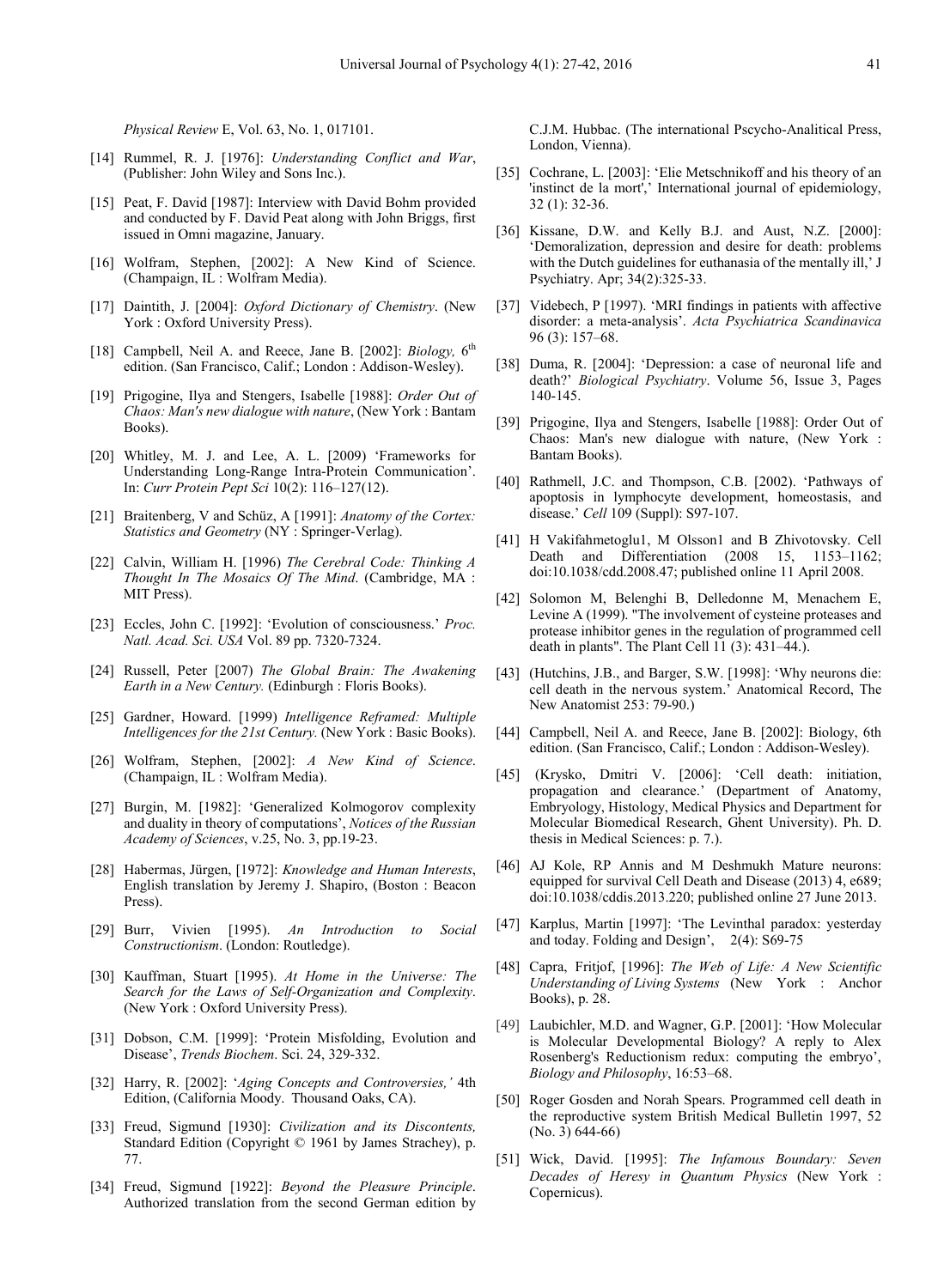*Physical Review* E, Vol. 63, No. 1, 017101.

[14] Rummel, R. J. [1976]: *Understanding Conflict and War*, (Publisher: John Wiley and Sons Inc.).

[15] Peat, F. David [1987]: Interview with David Bohm provided and conducted by F. David Peat along with John Briggs, first issued in Omni magazine, January.

[16] Wolfram, Stephen, [2002]: A New Kind of Science. (Champaign, IL : Wolfram Media).

[17] Daintith, J. [2004]: *Oxford Dictionary of Chemistry*. (New York : Oxford University Press).

[18] Campbell, Neil A. and Reece, Jane B. [2002]: *Biology,* 6th edition. (San Francisco, Calif.; London : Addison-Wesley).

[19] Prigogine, Ilya and Stengers, Isabelle [1988]: *Order Out of Chaos: Man's new dialogue with nature*, (New York : Bantam Books).

[20] Whitley, M. J. and Lee, A. L. [2009) 'Frameworks for Understanding Long-Range Intra-Protein Communication'. In: *Curr Protein Pept Sci* 10(2): 116–127(12).

[21] Braitenberg, V and Schüz, A [1991]: *Anatomy of the Cortex: Statistics and Geometry* (NY : Springer-Verlag).

[22] Calvin, William H. [1996) *The Cerebral Code: Thinking A Thought In The Mosaics Of The Mind*. (Cambridge, MA : MIT Press).

[23] Eccles, John C. [1992]: 'Evolution of consciousness.' *Proc. Natl. Acad. Sci. USA* Vol. 89 pp. 7320-7324.

[24] Russell, Peter [2007) *The Global Brain: The Awakening Earth in a New Century.* (Edinburgh : Floris Books).

[25] Gardner, Howard. [1999) *Intelligence Reframed: Multiple Intelligences for the 21st Century.* (New York : Basic Books).

[26] Wolfram, Stephen, [2002]: *A New Kind of Science*. (Champaign, IL : Wolfram Media).

[27] Burgin, M. [1982]: 'Generalized Kolmogorov complexity and duality in theory of computations', *Notices of the Russian Academy of Sciences*, v.25, No. 3, pp.19-23.

[28] Habermas, Jürgen, [1972]: *Knowledge and Human Interests*, English translation by Jeremy J. Shapiro, (Boston : Beacon Press).

[29] Burr, Vivien [1995). *An Introduction to Social Constructionism*. (London: Routledge).

[30] Kauffman, Stuart [1995). *At Home in the Universe: The Search for the Laws of Self-Organization and Complexity*. (New York : Oxford University Press).

[31] Dobson, C.M. [1999]: 'Protein Misfolding, Evolution and Disease', *Trends Biochem*. Sci. 24, 329-332.

[32] Harry, R. [2002]: '*Aging Concepts and Controversies,'* 4th Edition, (California Moody. Thousand Oaks, CA).

[33] Freud, Sigmund [1930]: *Civilization and its Discontents,* Standard Edition (Copyright © 1961 by James Strachey), p. 77.

[34] Freud, Sigmund [1922]: *Beyond the Pleasure Principle*. Authorized translation from the second German edition by C.J.M. Hubbac. (The international Pscycho-Analitical Press, London, Vienna).

[35] Cochrane, L. [2003]: 'Elie Metschnikoff and his theory of an 'instinct de la mort',' International journal of epidemiology, 32 (1): 32-36.

[36] Kissane, D.W. and Kelly B.J. and Aust, N.Z. [2000]: 'Demoralization, depression and desire for death: problems with the Dutch guidelines for euthanasia of the mentally ill,' J Psychiatry. Apr; 34(2):325-33.

[37] Videbech, P [1997). 'MRI findings in patients with affective disorder: a meta-analysis'. *Acta Psychiatrica Scandinavica* 96 (3): 157–68.

[38] Duma, R. [2004]: 'Depression: a case of neuronal life and death?' *Biological Psychiatry*. Volume 56, Issue 3, Pages 140-145.

[39] Prigogine, Ilya and Stengers, Isabelle [1988]: Order Out of Chaos: Man's new dialogue with nature, (New York : Bantam Books).

[40] Rathmell, J.C. and Thompson, C.B. [2002). 'Pathways of apoptosis in lymphocyte development, homeostasis, and disease.' *Cell* 109 (Suppl): S97-107.

[41] H Vakifahmetoglu1, M Olsson1 and B Zhivotovsky. Cell Death and Differentiation (2008 15, 1153–1162; doi:10.1038/cdd.2008.47; published online 11 April 2008.

[42] Solomon M, Belenghi B, Delledonne M, Menachem E, Levine A (1999). "The involvement of cysteine proteases and protease inhibitor genes in the regulation of programmed cell death in plants". The Plant Cell 11 (3): 431–44.).

[43] (Hutchins, J.B., and Barger, S.W. [1998]: 'Why neurons die: cell death in the nervous system.' Anatomical Record, The New Anatomist 253: 79-90.)

[44] Campbell, Neil A. and Reece, Jane B. [2002]: Biology, 6th edition. (San Francisco, Calif.; London : Addison-Wesley).

[45] (Krysko, Dmitri V. [2006]: 'Cell death: initiation, propagation and clearance.' (Department of Anatomy, Embryology, Histology, Medical Physics and Department for Molecular Biomedical Research, Ghent University). Ph. D. thesis in Medical Sciences: p. 7.).

[46] AJ Kole, RP Annis and M Deshmukh Mature neurons: equipped for survival Cell Death and Disease (2013) 4, e689; doi:10.1038/cddis.2013.220; published online 27 June 2013.

[47] Karplus, Martin [1997]: 'The Levinthal paradox: yesterday and today. Folding and Design', 2(4): S69-75

[48] Capra, Fritjof, [1996]: *The Web of Life: A New Scientific Understanding of Living Systems* (New York : Anchor Books), p. 28.

[49] Laubichler, M.D. and Wagner, G.P. [2001]: 'How Molecular is Molecular Developmental Biology? A reply to Alex Rosenberg's Reductionism redux: computing the embryo', *Biology and Philosophy*, 16:53–68.

[50] Roger Gosden and Norah Spears. Programmed cell death in the reproductive system British Medical Bulletin 1997, 52 (No. 3) 644-66)

[51] Wick, David. [1995]: *The Infamous Boundary: Seven Decades of Heresy in Quantum Physics* (New York : Copernicus).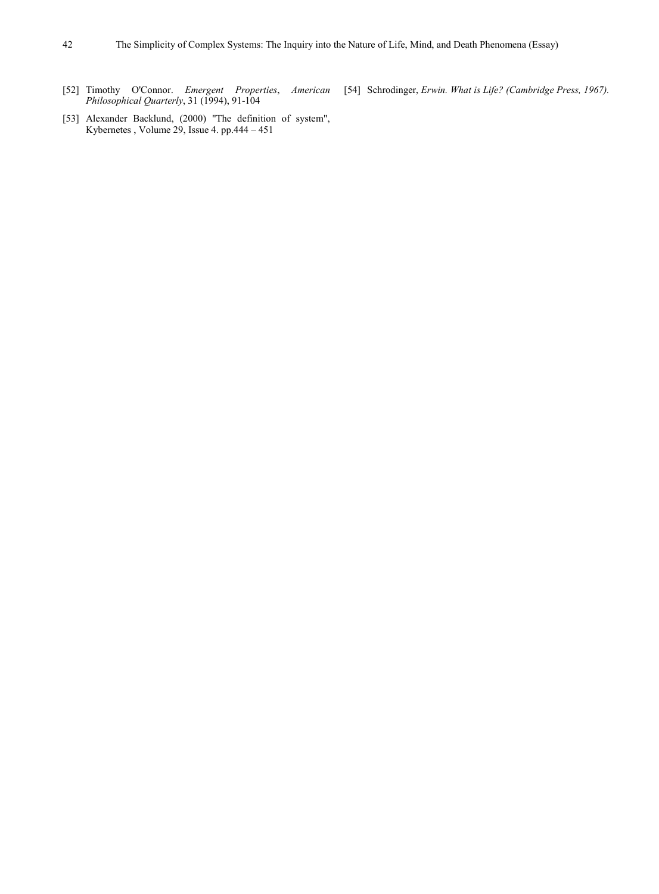[52] Timothy O'Connor. *Emergent Properties*, *American Philosophical Quarterly*, 31 (1994), 91-104

[53] Alexander Backlund, (2000) "The definition of system", Kybernetes , Volume 29, Issue 4. pp.444 – 451

[54] Schrodinger, *Erwin. What is Life? (Cambridge Press, 1967).*